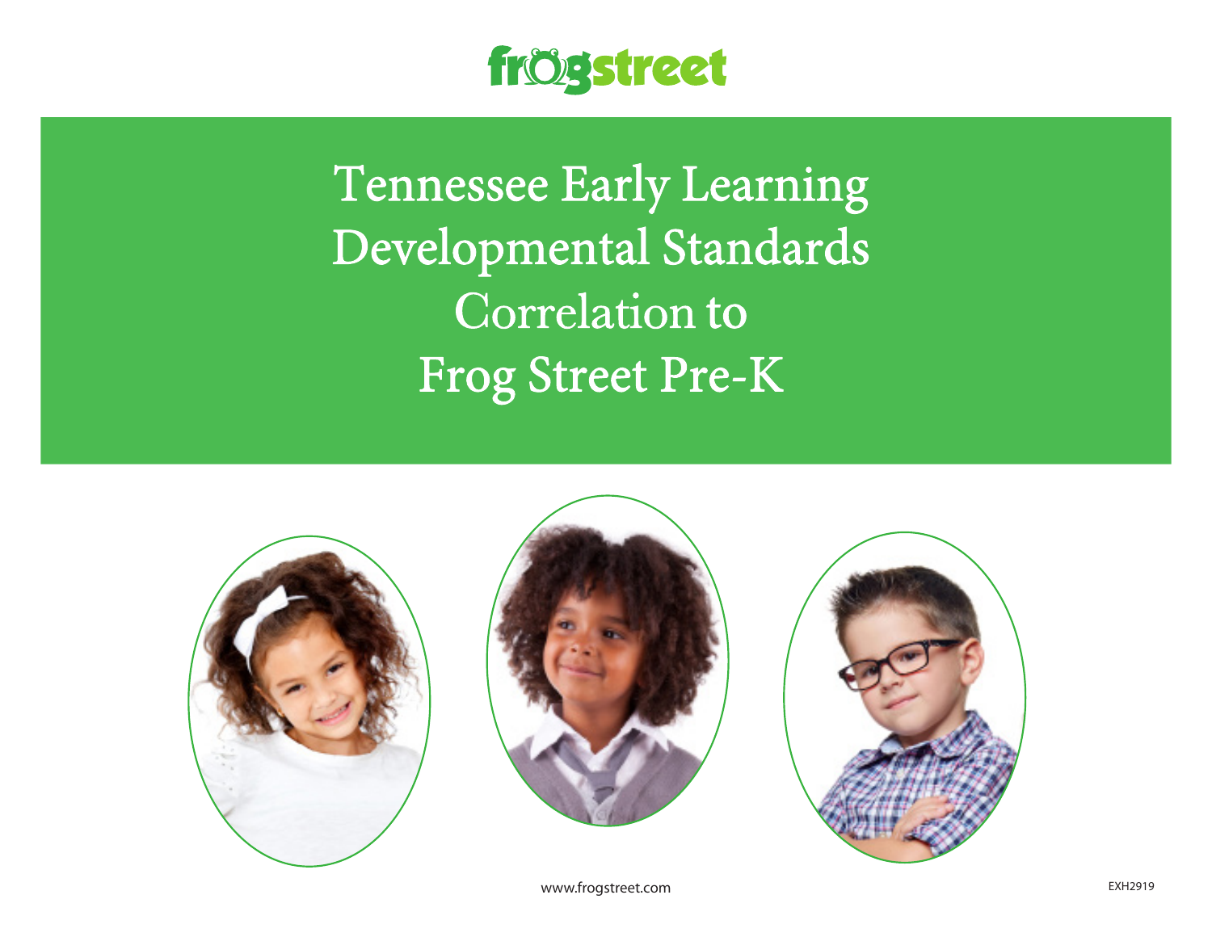frogstreet

# Tennessee Early Learning Developmental Standards Correlation to Frog Street Pre-K

www.frogstreet.com

EXH2919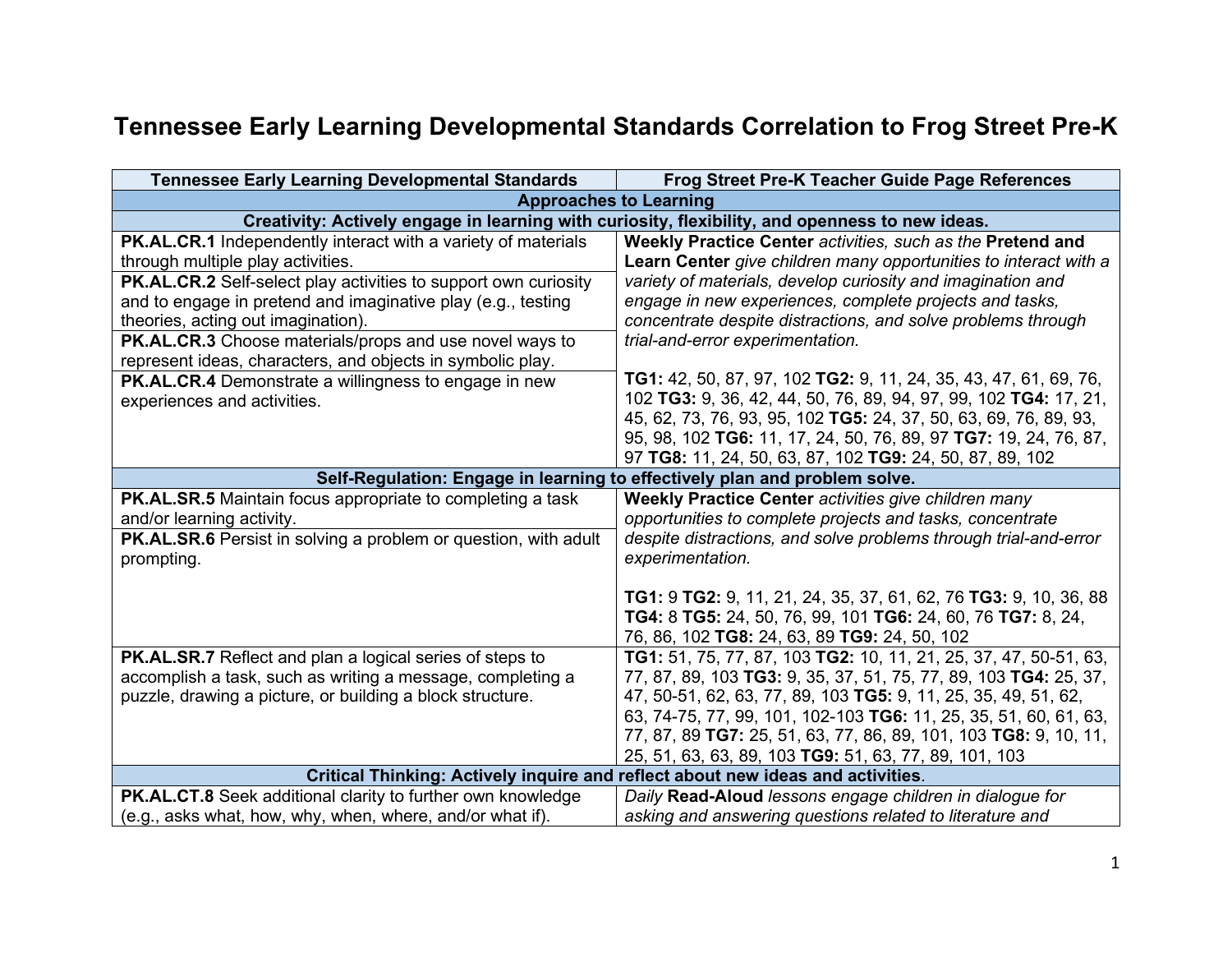# Tennessee Early Learning Developmental Standards Correlation to Frog Street Pre-K

| Tennessee Early Learning Developmental Standards | Frog Street Pre-K Teacher Guide Page References |
|---|---|
| **Approaches to Learning** | |
| **Creativity: Actively engage in learning with curiosity, flexibility, and openness to new ideas.** | |
| **PK.AL.CR.1** Independently interact with a variety of materials through multiple play activities.<br>**PK.AL.CR.2** Self-select play activities to support own curiosity and to engage in pretend and imaginative play (e.g., testing theories, acting out imagination).<br>**PK.AL.CR.3** Choose materials/props and use novel ways to represent ideas, characters, and objects in symbolic play.<br>**PK.AL.CR.4** Demonstrate a willingness to engage in new experiences and activities. | **Weekly Practice Center** *activities, such as the* **Pretend and Learn Center** *give children many opportunities to interact with a variety of materials, develop curiosity and imagination and engage in new experiences, complete projects and tasks, concentrate despite distractions, and solve problems through trial-and-error experimentation.*<br><br>**TG1:** 42, 50, 87, 97, 102 **TG2:** 9, 11, 24, 35, 43, 47, 61, 69, 76, 102 **TG3:** 9, 36, 42, 44, 50, 76, 89, 94, 97, 99, 102 **TG4:** 17, 21, 45, 62, 73, 76, 93, 95, 102 **TG5:** 24, 37, 50, 63, 69, 76, 89, 93, 95, 98, 102 **TG6:** 11, 17, 24, 50, 76, 89, 97 **TG7:** 19, 24, 76, 87, 97 **TG8:** 11, 24, 50, 63, 87, 102 **TG9:** 24, 50, 87, 89, 102 |
| **Self-Regulation: Engage in learning to effectively plan and problem solve.** | |
| **PK.AL.SR.5** Maintain focus appropriate to completing a task and/or learning activity.<br>**PK.AL.SR.6** Persist in solving a problem or question, with adult prompting. | **Weekly Practice Center** *activities give children many opportunities to complete projects and tasks, concentrate despite distractions, and solve problems through trial-and-error experimentation.*<br><br>**TG1:** 9 **TG2:** 9, 11, 21, 24, 35, 37, 61, 62, 76 **TG3:** 9, 10, 36, 88 **TG4:** 8 **TG5:** 24, 50, 76, 99, 101 **TG6:** 24, 60, 76 **TG7:** 8, 24, 76, 86, 102 **TG8:** 24, 63, 89 **TG9:** 24, 50, 102 |
| **PK.AL.SR.7** Reflect and plan a logical series of steps to accomplish a task, such as writing a message, completing a puzzle, drawing a picture, or building a block structure. | **TG1:** 51, 75, 77, 87, 103 **TG2:** 10, 11, 21, 25, 37, 47, 50-51, 63, 77, 87, 89, 103 **TG3:** 9, 35, 37, 51, 75, 77, 89, 103 **TG4:** 25, 37, 47, 50-51, 62, 63, 77, 89, 103 **TG5:** 9, 11, 25, 35, 49, 51, 62, 63, 74-75, 77, 99, 101, 102-103 **TG6:** 11, 25, 35, 51, 60, 61, 63, 77, 87, 89 **TG7:** 25, 51, 63, 77, 86, 89, 101, 103 **TG8:** 9, 10, 11, 25, 51, 63, 63, 89, 103 **TG9:** 51, 63, 77, 89, 101, 103 |
| **Critical Thinking: Actively inquire and reflect about new ideas and activities.** | |
| **PK.AL.CT.8** Seek additional clarity to further own knowledge (e.g., asks what, how, why, when, where, and/or what if). | *Daily* **Read-Aloud** *lessons engage children in dialogue for asking and answering questions related to literature and* |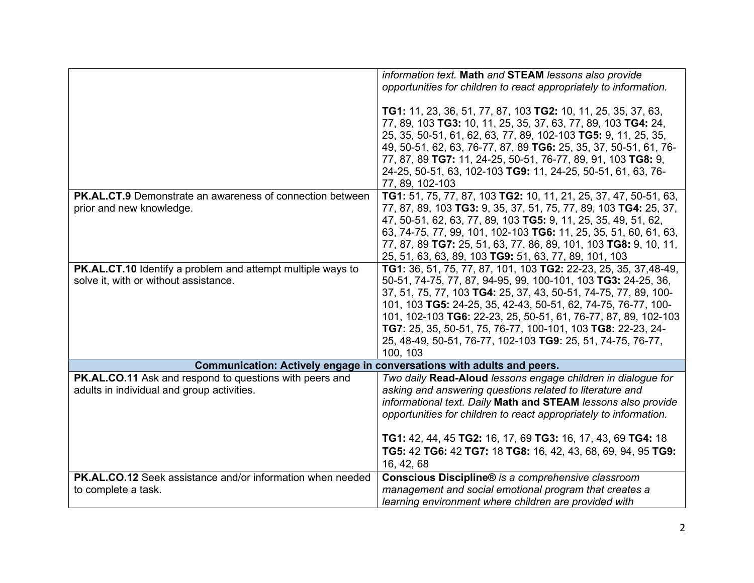| | |
|---|---|
| | *information text.* **Math** *and* **STEAM** *lessons also provide opportunities for children to react appropriately to information.*<br><br>**TG1:** 11, 23, 36, 51, 77, 87, 103 **TG2:** 10, 11, 25, 35, 37, 63, 77, 89, 103 **TG3:** 10, 11, 25, 35, 37, 63, 77, 89, 103 **TG4:** 24, 25, 35, 50-51, 61, 62, 63, 77, 89, 102-103 **TG5:** 9, 11, 25, 35, 49, 50-51, 62, 63, 76-77, 87, 89 **TG6:** 25, 35, 37, 50-51, 61, 76-77, 87, 89 **TG7:** 11, 24-25, 50-51, 76-77, 89, 91, 103 **TG8:** 9, 24-25, 50-51, 63, 102-103 **TG9:** 11, 24-25, 50-51, 61, 63, 76-77, 89, 102-103 |
| **PK.AL.CT.9** Demonstrate an awareness of connection between prior and new knowledge. | **TG1:** 51, 75, 77, 87, 103 **TG2:** 10, 11, 21, 25, 37, 47, 50-51, 63, 77, 87, 89, 103 **TG3:** 9, 35, 37, 51, 75, 77, 89, 103 **TG4:** 25, 37, 47, 50-51, 62, 63, 77, 89, 103 **TG5:** 9, 11, 25, 35, 49, 51, 62, 63, 74-75, 77, 99, 101, 102-103 **TG6:** 11, 25, 35, 51, 60, 61, 63, 77, 87, 89 **TG7:** 25, 51, 63, 77, 86, 89, 101, 103 **TG8:** 9, 10, 11, 25, 51, 63, 63, 89, 103 **TG9:** 51, 63, 77, 89, 101, 103 |
| **PK.AL.CT.10** Identify a problem and attempt multiple ways to solve it, with or without assistance. | **TG1:** 36, 51, 75, 77, 87, 101, 103 **TG2:** 22-23, 25, 35, 37,48-49, 50-51, 74-75, 77, 87, 94-95, 99, 100-101, 103 **TG3:** 24-25, 36, 37, 51, 75, 77, 103 **TG4:** 25, 37, 43, 50-51, 74-75, 77, 89, 100-101, 103 **TG5:** 24-25, 35, 42-43, 50-51, 62, 74-75, 76-77, 100-101, 102-103 **TG6:** 22-23, 25, 50-51, 61, 76-77, 87, 89, 102-103 **TG7:** 25, 35, 50-51, 75, 76-77, 100-101, 103 **TG8:** 22-23, 24-25, 48-49, 50-51, 76-77, 102-103 **TG9:** 25, 51, 74-75, 76-77, 100, 103 |
| **Communication: Actively engage in conversations with adults and peers.** | |
| **PK.AL.CO.11** Ask and respond to questions with peers and adults in individual and group activities. | *Two daily* **Read-Aloud** *lessons engage children in dialogue for asking and answering questions related to literature and informational text. Daily* **Math and STEAM** *lessons also provide opportunities for children to react appropriately to information.*<br><br>**TG1:** 42, 44, 45 **TG2:** 16, 17, 69 **TG3:** 16, 17, 43, 69 **TG4:** 18 **TG5:** 42 **TG6:** 42 **TG7:** 18 **TG8:** 16, 42, 43, 68, 69, 94, 95 **TG9:** 16, 42, 68 |
| **PK.AL.CO.12** Seek assistance and/or information when needed to complete a task. | **Conscious Discipline®** *is a comprehensive classroom management and social emotional program that creates a learning environment where children are provided with* |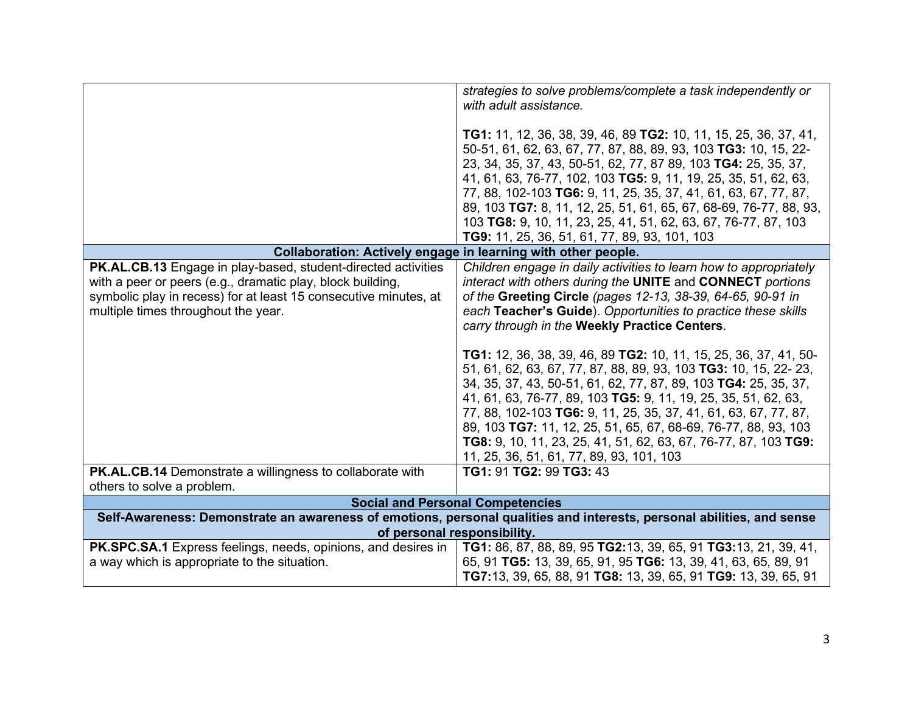| | |
|---|---|
| | *strategies to solve problems/complete a task independently or with adult assistance.*<br><br>**TG1:** 11, 12, 36, 38, 39, 46, 89 **TG2:** 10, 11, 15, 25, 36, 37, 41, 50-51, 61, 62, 63, 67, 77, 87, 88, 89, 93, 103 **TG3:** 10, 15, 22-23, 34, 35, 37, 43, 50-51, 62, 77, 87 89, 103 **TG4:** 25, 35, 37, 41, 61, 63, 76-77, 102, 103 **TG5:** 9, 11, 19, 25, 35, 51, 62, 63, 77, 88, 102-103 **TG6:** 9, 11, 25, 35, 37, 41, 61, 63, 67, 77, 87, 89, 103 **TG7:** 8, 11, 12, 25, 51, 61, 65, 67, 68-69, 76-77, 88, 93, 103 **TG8:** 9, 10, 11, 23, 25, 41, 51, 62, 63, 67, 76-77, 87, 103 **TG9:** 11, 25, 36, 51, 61, 77, 89, 93, 101, 103 |
| **Collaboration: Actively engage in learning with other people.** | |
| **PK.AL.CB.13** Engage in play-based, student-directed activities with a peer or peers (e.g., dramatic play, block building, symbolic play in recess) for at least 15 consecutive minutes, at multiple times throughout the year. | *Children engage in daily activities to learn how to appropriately interact with others during the* **UNITE** *and* **CONNECT** *portions of the* **Greeting Circle** *(pages 12-13, 38-39, 64-65, 90-91 in each* **Teacher's Guide***). Opportunities to practice these skills carry through in the* **Weekly Practice Centers**.<br><br>**TG1:** 12, 36, 38, 39, 46, 89 **TG2:** 10, 11, 15, 25, 36, 37, 41, 50-51, 61, 62, 63, 67, 77, 87, 88, 89, 93, 103 **TG3:** 10, 15, 22- 23, 34, 35, 37, 43, 50-51, 61, 62, 77, 87, 89, 103 **TG4:** 25, 35, 37, 41, 61, 63, 76-77, 89, 103 **TG5:** 9, 11, 19, 25, 35, 51, 62, 63, 77, 88, 102-103 **TG6:** 9, 11, 25, 35, 37, 41, 61, 63, 67, 77, 87, 89, 103 **TG7:** 11, 12, 25, 51, 65, 67, 68-69, 76-77, 88, 93, 103 **TG8:** 9, 10, 11, 23, 25, 41, 51, 62, 63, 67, 76-77, 87, 103 **TG9:** 11, 25, 36, 51, 61, 77, 89, 93, 101, 103 |
| **PK.AL.CB.14** Demonstrate a willingness to collaborate with others to solve a problem. | **TG1:** 91 **TG2:** 99 **TG3:** 43 |
| **Social and Personal Competencies** | |
| **Self-Awareness: Demonstrate an awareness of emotions, personal qualities and interests, personal abilities, and sense of personal responsibility.** | |
| **PK.SPC.SA.1** Express feelings, needs, opinions, and desires in a way which is appropriate to the situation. | **TG1:** 86, 87, 88, 89, 95 **TG2:**13, 39, 65, 91 **TG3:**13, 21, 39, 41, 65, 91 **TG5:** 13, 39, 65, 91, 95 **TG6:** 13, 39, 41, 63, 65, 89, 91 **TG7:**13, 39, 65, 88, 91 **TG8:** 13, 39, 65, 91 **TG9:** 13, 39, 65, 91 |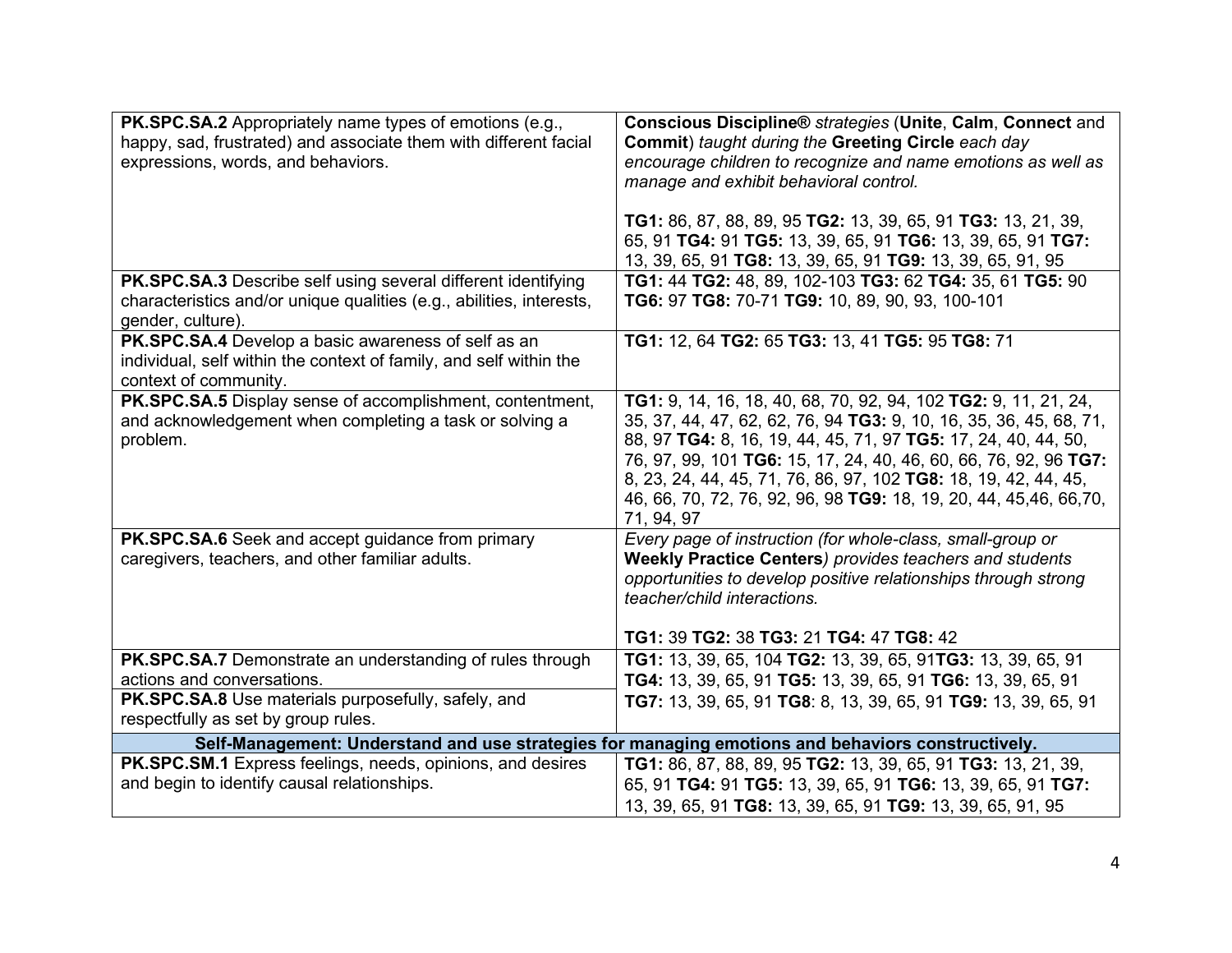| | |
|---|---|
| **PK.SPC.SA.2** Appropriately name types of emotions (e.g., happy, sad, frustrated) and associate them with different facial expressions, words, and behaviors. | ***Conscious Discipline®*** *strategies* (**Unite**, **Calm**, **Connect** and **Commit**) *taught during the* **Greeting Circle** *each day encourage children to recognize and name emotions as well as manage and exhibit behavioral control.*<br><br>**TG1:** 86, 87, 88, 89, 95 **TG2:** 13, 39, 65, 91 **TG3:** 13, 21, 39, 65, 91 **TG4:** 91 **TG5:** 13, 39, 65, 91 **TG6:** 13, 39, 65, 91 **TG7:** 13, 39, 65, 91 **TG8:** 13, 39, 65, 91 **TG9:** 13, 39, 65, 91, 95 |
| **PK.SPC.SA.3** Describe self using several different identifying characteristics and/or unique qualities (e.g., abilities, interests, gender, culture). | **TG1:** 44 **TG2:** 48, 89, 102-103 **TG3:** 62 **TG4:** 35, 61 **TG5:** 90 **TG6:** 97 **TG8:** 70-71 **TG9:** 10, 89, 90, 93, 100-101 |
| **PK.SPC.SA.4** Develop a basic awareness of self as an individual, self within the context of family, and self within the context of community. | **TG1:** 12, 64 **TG2:** 65 **TG3:** 13, 41 **TG5:** 95 **TG8:** 71 |
| **PK.SPC.SA.5** Display sense of accomplishment, contentment, and acknowledgement when completing a task or solving a problem. | **TG1:** 9, 14, 16, 18, 40, 68, 70, 92, 94, 102 **TG2:** 9, 11, 21, 24, 35, 37, 44, 47, 62, 62, 76, 94 **TG3:** 9, 10, 16, 35, 36, 45, 68, 71, 88, 97 **TG4:** 8, 16, 19, 44, 45, 71, 97 **TG5:** 17, 24, 40, 44, 50, 76, 97, 99, 101 **TG6:** 15, 17, 24, 40, 46, 60, 66, 76, 92, 96 **TG7:** 8, 23, 24, 44, 45, 71, 76, 86, 97, 102 **TG8:** 18, 19, 42, 44, 45, 46, 66, 70, 72, 76, 92, 96, 98 **TG9:** 18, 19, 20, 44, 45,46, 66,70, 71, 94, 97 |
| **PK.SPC.SA.6** Seek and accept guidance from primary caregivers, teachers, and other familiar adults. | *Every page of instruction (for whole-class, small-group or* ***Weekly Practice Centers****) provides teachers and students opportunities to develop positive relationships through strong teacher/child interactions.*<br><br>**TG1:** 39 **TG2:** 38 **TG3:** 21 **TG4:** 47 **TG8:** 42 |
| **PK.SPC.SA.7** Demonstrate an understanding of rules through actions and conversations.<br>**PK.SPC.SA.8** Use materials purposefully, safely, and respectfully as set by group rules. | **TG1:** 13, 39, 65, 104 **TG2:** 13, 39, 65, 91**TG3:** 13, 39, 65, 91 **TG4:** 13, 39, 65, 91 **TG5:** 13, 39, 65, 91 **TG6:** 13, 39, 65, 91 **TG7:** 13, 39, 65, 91 **TG8**: 8, 13, 39, 65, 91 **TG9:** 13, 39, 65, 91 |
| **Self-Management: Understand and use strategies for managing emotions and behaviors constructively.** | |
| **PK.SPC.SM.1** Express feelings, needs, opinions, and desires and begin to identify causal relationships. | **TG1:** 86, 87, 88, 89, 95 **TG2:** 13, 39, 65, 91 **TG3:** 13, 21, 39, 65, 91 **TG4:** 91 **TG5:** 13, 39, 65, 91 **TG6:** 13, 39, 65, 91 **TG7:** 13, 39, 65, 91 **TG8:** 13, 39, 65, 91 **TG9:** 13, 39, 65, 91, 95 |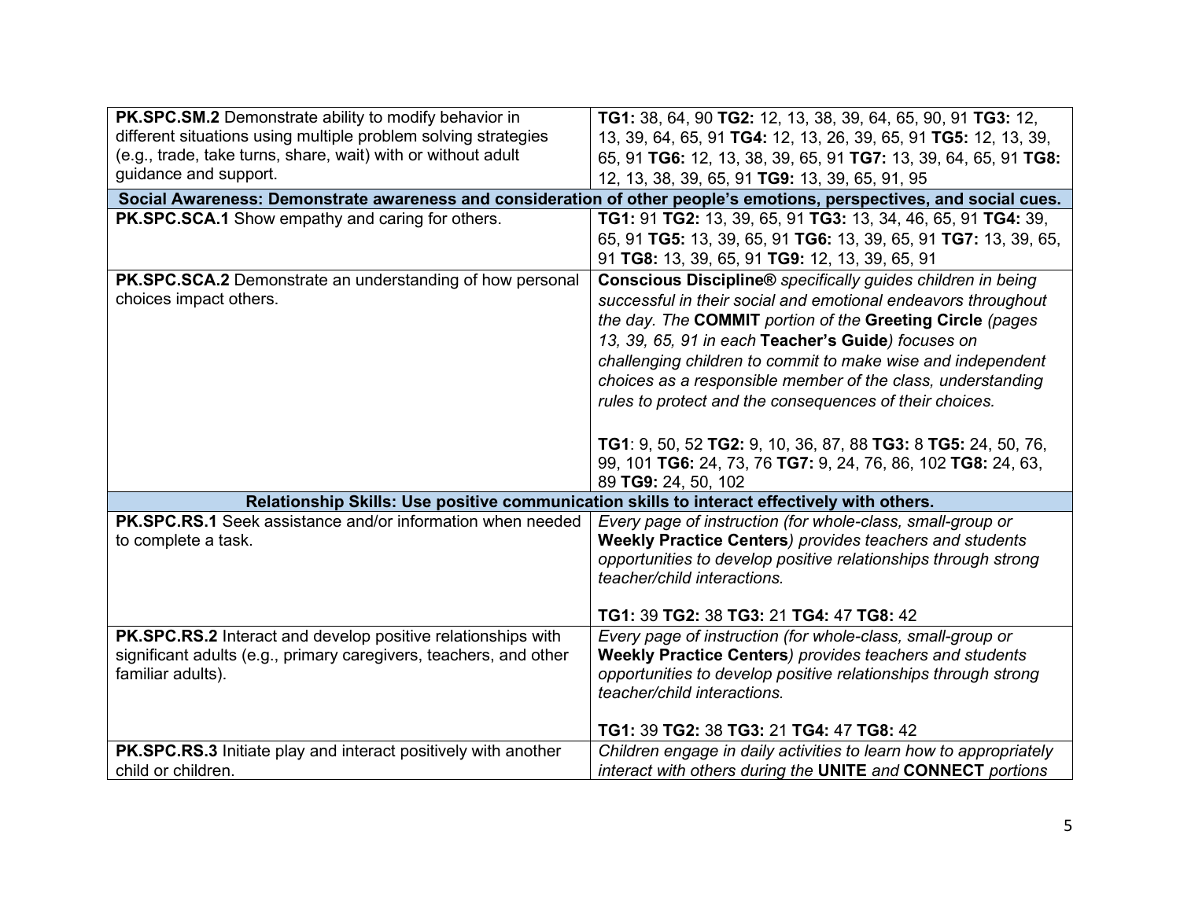| | |
|---|---|
| **PK.SPC.SM.2** Demonstrate ability to modify behavior in different situations using multiple problem solving strategies (e.g., trade, take turns, share, wait) with or without adult guidance and support. | **TG1:** 38, 64, 90 **TG2:** 12, 13, 38, 39, 64, 65, 90, 91 **TG3:** 12, 13, 39, 64, 65, 91 **TG4:** 12, 13, 26, 39, 65, 91 **TG5:** 12, 13, 39, 65, 91 **TG6:** 12, 13, 38, 39, 65, 91 **TG7:** 13, 39, 64, 65, 91 **TG8:** 12, 13, 38, 39, 65, 91 **TG9:** 13, 39, 65, 91, 95 |
| **Social Awareness: Demonstrate awareness and consideration of other people's emotions, perspectives, and social cues.** | |
| **PK.SPC.SCA.1** Show empathy and caring for others. | **TG1:** 91 **TG2:** 13, 39, 65, 91 **TG3:** 13, 34, 46, 65, 91 **TG4:** 39, 65, 91 **TG5:** 13, 39, 65, 91 **TG6:** 13, 39, 65, 91 **TG7:** 13, 39, 65, 91 **TG8:** 13, 39, 65, 91 **TG9:** 12, 13, 39, 65, 91 |
| **PK.SPC.SCA.2** Demonstrate an understanding of how personal choices impact others. | ***Conscious Discipline®*** *specifically guides children in being successful in their social and emotional endeavors throughout the day. The* ***COMMIT*** *portion of the* ***Greeting Circle*** *(pages 13, 39, 65, 91 in each* ***Teacher's Guide****) focuses on challenging children to commit to make wise and independent choices as a responsible member of the class, understanding rules to protect and the consequences of their choices.*<br><br>**TG1**: 9, 50, 52 **TG2:** 9, 10, 36, 87, 88 **TG3:** 8 **TG5:** 24, 50, 76, 99, 101 **TG6:** 24, 73, 76 **TG7:** 9, 24, 76, 86, 102 **TG8:** 24, 63, 89 **TG9:** 24, 50, 102 |
| **Relationship Skills: Use positive communication skills to interact effectively with others.** | |
| **PK.SPC.RS.1** Seek assistance and/or information when needed to complete a task. | *Every page of instruction (for whole-class, small-group or* ***Weekly Practice Centers****) provides teachers and students opportunities to develop positive relationships through strong teacher/child interactions.*<br><br>**TG1:** 39 **TG2:** 38 **TG3:** 21 **TG4:** 47 **TG8:** 42 |
| **PK.SPC.RS.2** Interact and develop positive relationships with significant adults (e.g., primary caregivers, teachers, and other familiar adults). | *Every page of instruction (for whole-class, small-group or* ***Weekly Practice Centers****) provides teachers and students opportunities to develop positive relationships through strong teacher/child interactions.*<br><br>**TG1:** 39 **TG2:** 38 **TG3:** 21 **TG4:** 47 **TG8:** 42 |
| **PK.SPC.RS.3** Initiate play and interact positively with another child or children. | *Children engage in daily activities to learn how to appropriately interact with others during the* ***UNITE*** *and* ***CONNECT*** *portions* |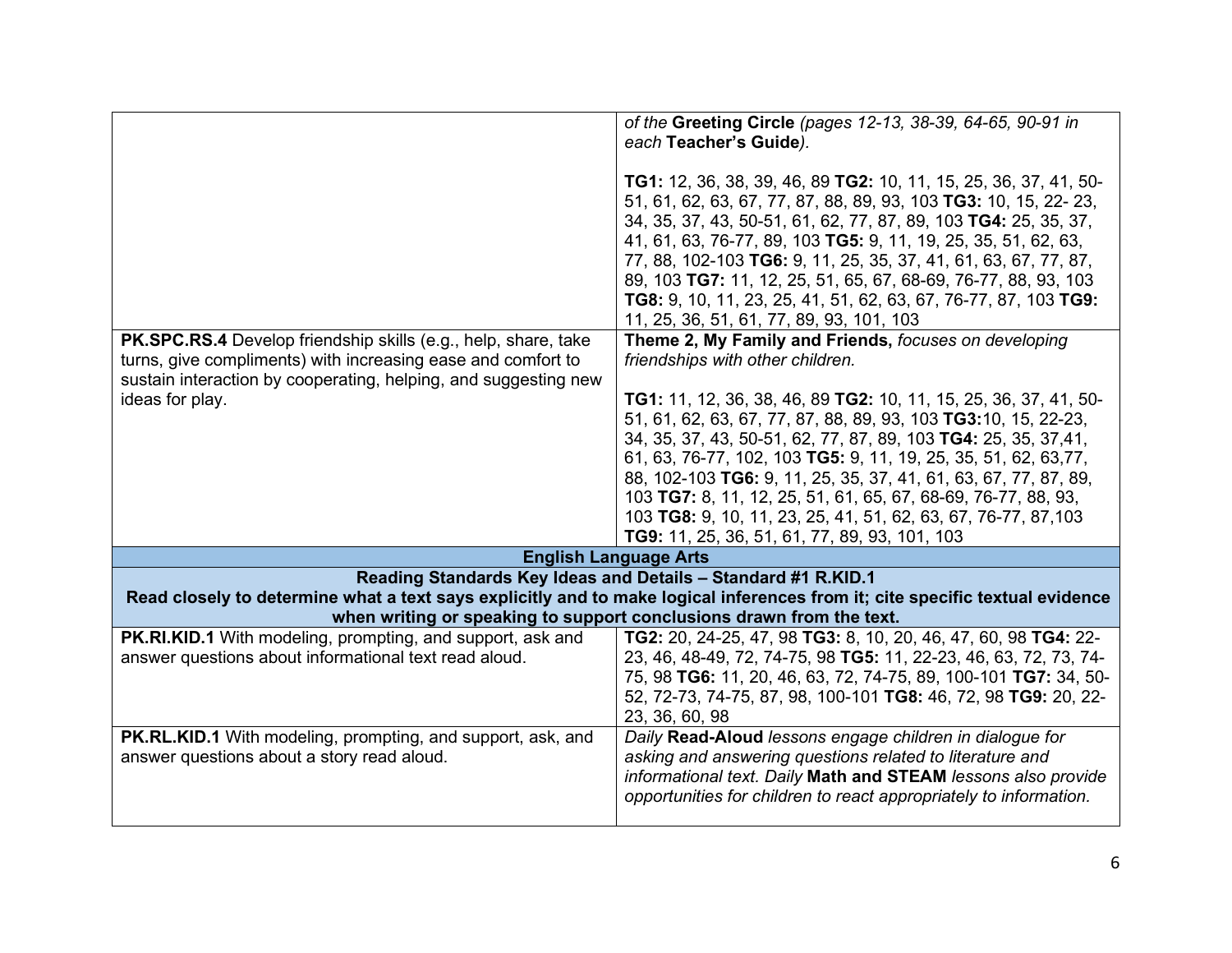| | |
|---|---|
| | *of the* **Greeting Circle** *(pages 12-13, 38-39, 64-65, 90-91 in each* **Teacher's Guide***).*<br><br>**TG1:** 12, 36, 38, 39, 46, 89 **TG2:** 10, 11, 15, 25, 36, 37, 41, 50-51, 61, 62, 63, 67, 77, 87, 88, 89, 93, 103 **TG3:** 10, 15, 22- 23, 34, 35, 37, 43, 50-51, 61, 62, 77, 87, 89, 103 **TG4:** 25, 35, 37, 41, 61, 63, 76-77, 89, 103 **TG5:** 9, 11, 19, 25, 35, 51, 62, 63, 77, 88, 102-103 **TG6:** 9, 11, 25, 35, 37, 41, 61, 63, 67, 77, 87, 89, 103 **TG7:** 11, 12, 25, 51, 65, 67, 68-69, 76-77, 88, 93, 103 **TG8:** 9, 10, 11, 23, 25, 41, 51, 62, 63, 67, 76-77, 87, 103 **TG9:** 11, 25, 36, 51, 61, 77, 89, 93, 101, 103 |
| **PK.SPC.RS.4** Develop friendship skills (e.g., help, share, take turns, give compliments) with increasing ease and comfort to sustain interaction by cooperating, helping, and suggesting new ideas for play. | **Theme 2, My Family and Friends,** *focuses on developing friendships with other children.*<br><br>**TG1:** 11, 12, 36, 38, 46, 89 **TG2:** 10, 11, 15, 25, 36, 37, 41, 50-51, 61, 62, 63, 67, 77, 87, 88, 89, 93, 103 **TG3:**10, 15, 22-23, 34, 35, 37, 43, 50-51, 62, 77, 87, 89, 103 **TG4:** 25, 35, 37,41, 61, 63, 76-77, 102, 103 **TG5:** 9, 11, 19, 25, 35, 51, 62, 63,77, 88, 102-103 **TG6:** 9, 11, 25, 35, 37, 41, 61, 63, 67, 77, 87, 89, 103 **TG7:** 8, 11, 12, 25, 51, 61, 65, 67, 68-69, 76-77, 88, 93, 103 **TG8:** 9, 10, 11, 23, 25, 41, 51, 62, 63, 67, 76-77, 87,103 **TG9:** 11, 25, 36, 51, 61, 77, 89, 93, 101, 103 |
| **English Language Arts** | |
| **Reading Standards Key Ideas and Details – Standard #1 R.KID.1**<br>**Read closely to determine what a text says explicitly and to make logical inferences from it; cite specific textual evidence when writing or speaking to support conclusions drawn from the text.** | |
| **PK.RI.KID.1** With modeling, prompting, and support, ask and answer questions about informational text read aloud. | **TG2:** 20, 24-25, 47, 98 **TG3:** 8, 10, 20, 46, 47, 60, 98 **TG4:** 22-23, 46, 48-49, 72, 74-75, 98 **TG5:** 11, 22-23, 46, 63, 72, 73, 74-75, 98 **TG6:** 11, 20, 46, 63, 72, 74-75, 89, 100-101 **TG7:** 34, 50-52, 72-73, 74-75, 87, 98, 100-101 **TG8:** 46, 72, 98 **TG9:** 20, 22-23, 36, 60, 98 |
| **PK.RL.KID.1** With modeling, prompting, and support, ask, and answer questions about a story read aloud. | *Daily* **Read-Aloud** *lessons engage children in dialogue for asking and answering questions related to literature and informational text. Daily* **Math and STEAM** *lessons also provide opportunities for children to react appropriately to information.* |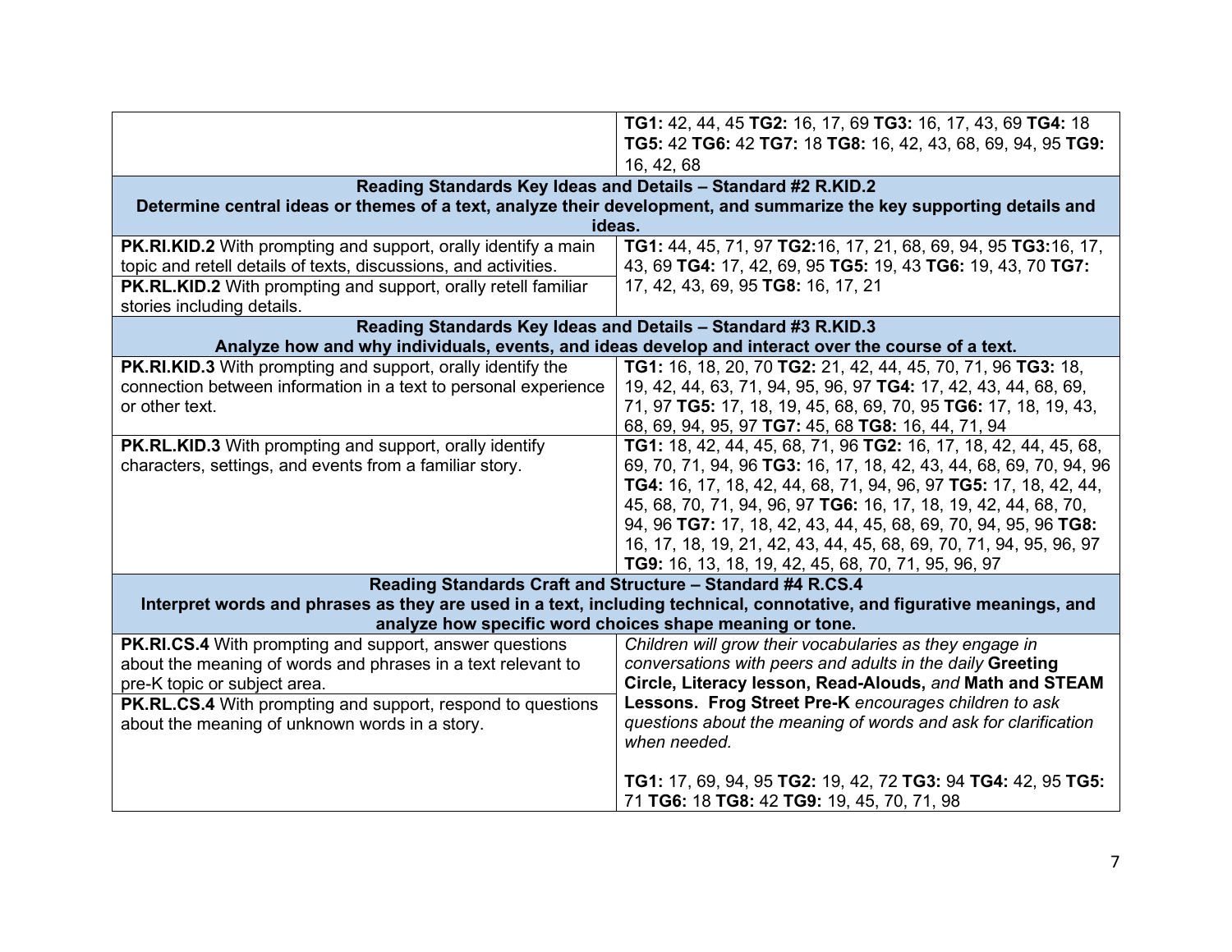| | |
|---|---|
| | **TG1:** 42, 44, 45 **TG2:** 16, 17, 69 **TG3:** 16, 17, 43, 69 **TG4:** 18 **TG5:** 42 **TG6:** 42 **TG7:** 18 **TG8:** 16, 42, 43, 68, 69, 94, 95 **TG9:** 16, 42, 68 |
| **Reading Standards Key Ideas and Details – Standard #2 R.KID.2** **Determine central ideas or themes of a text, analyze their development, and summarize the key supporting details and ideas.** | |
| **PK.RI.KID.2** With prompting and support, orally identify a main topic and retell details of texts, discussions, and activities. **PK.RL.KID.2** With prompting and support, orally retell familiar stories including details. | **TG1:** 44, 45, 71, 97 **TG2:**16, 17, 21, 68, 69, 94, 95 **TG3:**16, 17, 43, 69 **TG4:** 17, 42, 69, 95 **TG5:** 19, 43 **TG6:** 19, 43, 70 **TG7:** 17, 42, 43, 69, 95 **TG8:** 16, 17, 21 |
| **Reading Standards Key Ideas and Details – Standard #3 R.KID.3** **Analyze how and why individuals, events, and ideas develop and interact over the course of a text.** | |
| **PK.RI.KID.3** With prompting and support, orally identify the connection between information in a text to personal experience or other text. | **TG1:** 16, 18, 20, 70 **TG2:** 21, 42, 44, 45, 70, 71, 96 **TG3:** 18, 19, 42, 44, 63, 71, 94, 95, 96, 97 **TG4:** 17, 42, 43, 44, 68, 69, 71, 97 **TG5:** 17, 18, 19, 45, 68, 69, 70, 95 **TG6:** 17, 18, 19, 43, 68, 69, 94, 95, 97 **TG7:** 45, 68 **TG8:** 16, 44, 71, 94 |
| **PK.RL.KID.3** With prompting and support, orally identify characters, settings, and events from a familiar story. | **TG1:** 18, 42, 44, 45, 68, 71, 96 **TG2:** 16, 17, 18, 42, 44, 45, 68, 69, 70, 71, 94, 96 **TG3:** 16, 17, 18, 42, 43, 44, 68, 69, 70, 94, 96 **TG4:** 16, 17, 18, 42, 44, 68, 71, 94, 96, 97 **TG5:** 17, 18, 42, 44, 45, 68, 70, 71, 94, 96, 97 **TG6:** 16, 17, 18, 19, 42, 44, 68, 70, 94, 96 **TG7:** 17, 18, 42, 43, 44, 45, 68, 69, 70, 94, 95, 96 **TG8:** 16, 17, 18, 19, 21, 42, 43, 44, 45, 68, 69, 70, 71, 94, 95, 96, 97 **TG9:** 16, 13, 18, 19, 42, 45, 68, 70, 71, 95, 96, 97 |
| **Reading Standards Craft and Structure – Standard #4 R.CS.4** **Interpret words and phrases as they are used in a text, including technical, connotative, and figurative meanings, and analyze how specific word choices shape meaning or tone.** | |
| **PK.RI.CS.4** With prompting and support, answer questions about the meaning of words and phrases in a text relevant to pre-K topic or subject area. **PK.RL.CS.4** With prompting and support, respond to questions about the meaning of unknown words in a story. | *Children will grow their vocabularies as they engage in conversations with peers and adults in the daily* **Greeting Circle, Literacy lesson, Read-Alouds,** *and* **Math and STEAM Lessons. Frog Street Pre-K** *encourages children to ask questions about the meaning of words and ask for clarification when needed.* **TG1:** 17, 69, 94, 95 **TG2:** 19, 42, 72 **TG3:** 94 **TG4:** 42, 95 **TG5:** 71 **TG6:** 18 **TG8:** 42 **TG9:** 19, 45, 70, 71, 98 |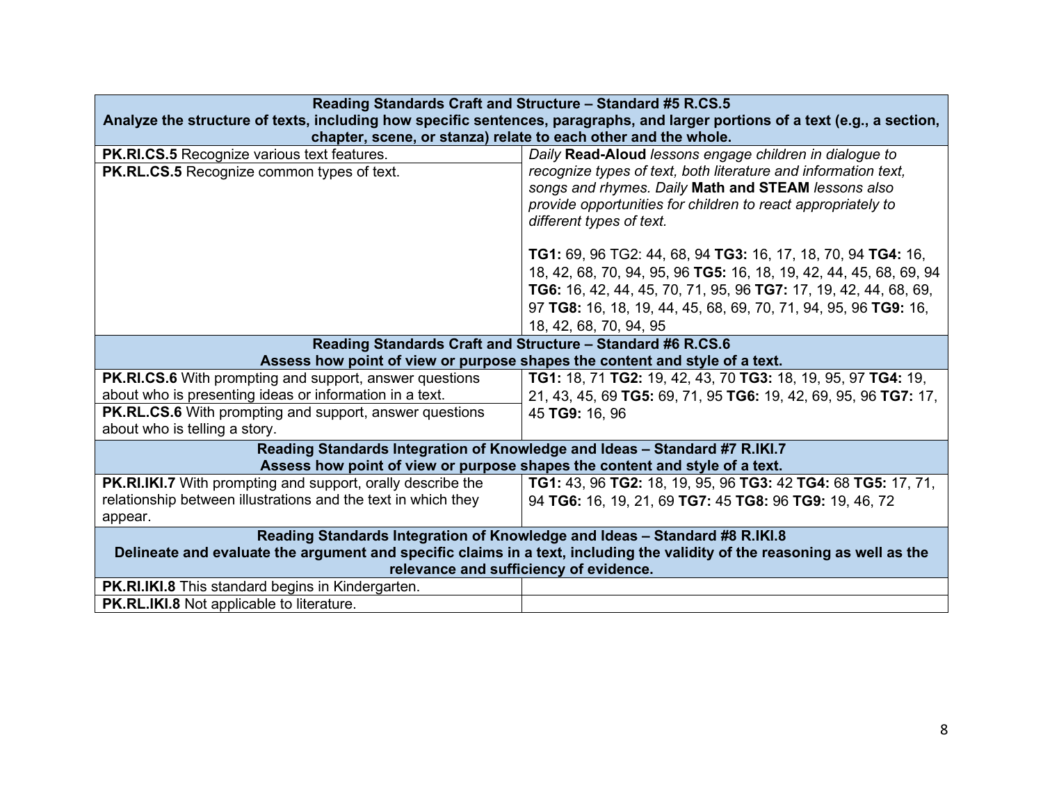| Reading Standards Craft and Structure – Standard #5 R.CS.5<br>Analyze the structure of texts, including how specific sentences, paragraphs, and larger portions of a text (e.g., a section, chapter, scene, or stanza) relate to each other and the whole. | |
|---|---|
| **PK.RI.CS.5** Recognize various text features.<br>**PK.RL.CS.5** Recognize common types of text. | *Daily* **Read-Aloud** *lessons engage children in dialogue to recognize types of text, both literature and information text, songs and rhymes. Daily* **Math and STEAM** *lessons also provide opportunities for children to react appropriately to different types of text.*<br><br>**TG1:** 69, 96 TG2: 44, 68, 94 **TG3:** 16, 17, 18, 70, 94 **TG4:** 16, 18, 42, 68, 70, 94, 95, 96 **TG5:** 16, 18, 19, 42, 44, 45, 68, 69, 94 **TG6:** 16, 42, 44, 45, 70, 71, 95, 96 **TG7:** 17, 19, 42, 44, 68, 69, 97 **TG8:** 16, 18, 19, 44, 45, 68, 69, 70, 71, 94, 95, 96 **TG9:** 16, 18, 42, 68, 70, 94, 95 |
| **Reading Standards Craft and Structure – Standard #6 R.CS.6<br>Assess how point of view or purpose shapes the content and style of a text.** | |
| **PK.RI.CS.6** With prompting and support, answer questions about who is presenting ideas or information in a text.<br>**PK.RL.CS.6** With prompting and support, answer questions about who is telling a story. | **TG1:** 18, 71 **TG2:** 19, 42, 43, 70 **TG3:** 18, 19, 95, 97 **TG4:** 19, 21, 43, 45, 69 **TG5:** 69, 71, 95 **TG6:** 19, 42, 69, 95, 96 **TG7:** 17, 45 **TG9:** 16, 96 |
| **Reading Standards Integration of Knowledge and Ideas – Standard #7 R.IKI.7<br>Assess how point of view or purpose shapes the content and style of a text.** | |
| **PK.RI.IKI.7** With prompting and support, orally describe the relationship between illustrations and the text in which they appear. | **TG1:** 43, 96 **TG2:** 18, 19, 95, 96 **TG3:** 42 **TG4:** 68 **TG5:** 17, 71, 94 **TG6:** 16, 19, 21, 69 **TG7:** 45 **TG8:** 96 **TG9:** 19, 46, 72 |
| **Reading Standards Integration of Knowledge and Ideas – Standard #8 R.IKI.8<br>Delineate and evaluate the argument and specific claims in a text, including the validity of the reasoning as well as the relevance and sufficiency of evidence.** | |
| **PK.RI.IKI.8** This standard begins in Kindergarten. | |
| **PK.RL.IKI.8** Not applicable to literature. | |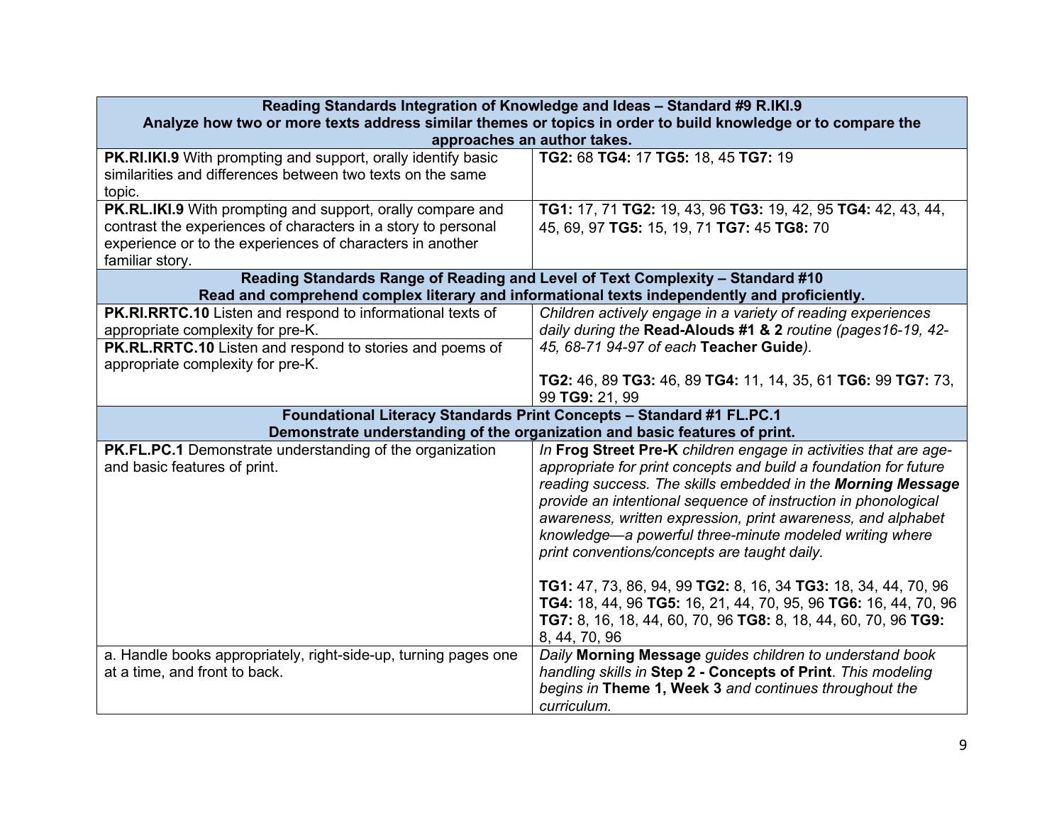| Reading Standards Integration of Knowledge and Ideas – Standard #9 R.IKI.9<br>Analyze how two or more texts address similar themes or topics in order to build knowledge or to compare the approaches an author takes. | |
|---|---|
| **PK.RI.IKI.9** With prompting and support, orally identify basic similarities and differences between two texts on the same topic. | **TG2:** 68 **TG4:** 17 **TG5:** 18, 45 **TG7:** 19 |
| **PK.RL.IKI.9** With prompting and support, orally compare and contrast the experiences of characters in a story to personal experience or to the experiences of characters in another familiar story. | **TG1:** 17, 71 **TG2:** 19, 43, 96 **TG3:** 19, 42, 95 **TG4:** 42, 43, 44, 45, 69, 97 **TG5:** 15, 19, 71 **TG7:** 45 **TG8:** 70 |
| **Reading Standards Range of Reading and Level of Text Complexity – Standard #10<br>Read and comprehend complex literary and informational texts independently and proficiently.** | |
| **PK.RI.RRTC.10** Listen and respond to informational texts of appropriate complexity for pre-K.<br>**PK.RL.RRTC.10** Listen and respond to stories and poems of appropriate complexity for pre-K. | *Children actively engage in a variety of reading experiences daily during the* **Read-Alouds #1 & 2** *routine (pages16-19, 42-45, 68-71 94-97 of each* **Teacher Guide***).*<br><br>**TG2:** 46, 89 **TG3:** 46, 89 **TG4:** 11, 14, 35, 61 **TG6:** 99 **TG7:** 73, 99 **TG9:** 21, 99 |
| **Foundational Literacy Standards Print Concepts – Standard #1 FL.PC.1<br>Demonstrate understanding of the organization and basic features of print.** | |
| **PK.FL.PC.1** Demonstrate understanding of the organization and basic features of print. | *In* **Frog Street Pre-K** *children engage in activities that are age-appropriate for print concepts and build a foundation for future reading success. The skills embedded in the* ***Morning Message*** *provide an intentional sequence of instruction in phonological awareness, written expression, print awareness, and alphabet knowledge—a powerful three-minute modeled writing where print conventions/concepts are taught daily.*<br><br>**TG1:** 47, 73, 86, 94, 99 **TG2:** 8, 16, 34 **TG3:** 18, 34, 44, 70, 96 **TG4:** 18, 44, 96 **TG5:** 16, 21, 44, 70, 95, 96 **TG6:** 16, 44, 70, 96 **TG7:** 8, 16, 18, 44, 60, 70, 96 **TG8:** 8, 18, 44, 60, 70, 96 **TG9:** 8, 44, 70, 96 |
| a. Handle books appropriately, right-side-up, turning pages one at a time, and front to back. | *Daily* **Morning Message** *guides children to understand book handling skills in* **Step 2 - Concepts of Print**. *This modeling begins in* **Theme 1, Week 3** *and continues throughout the curriculum.* |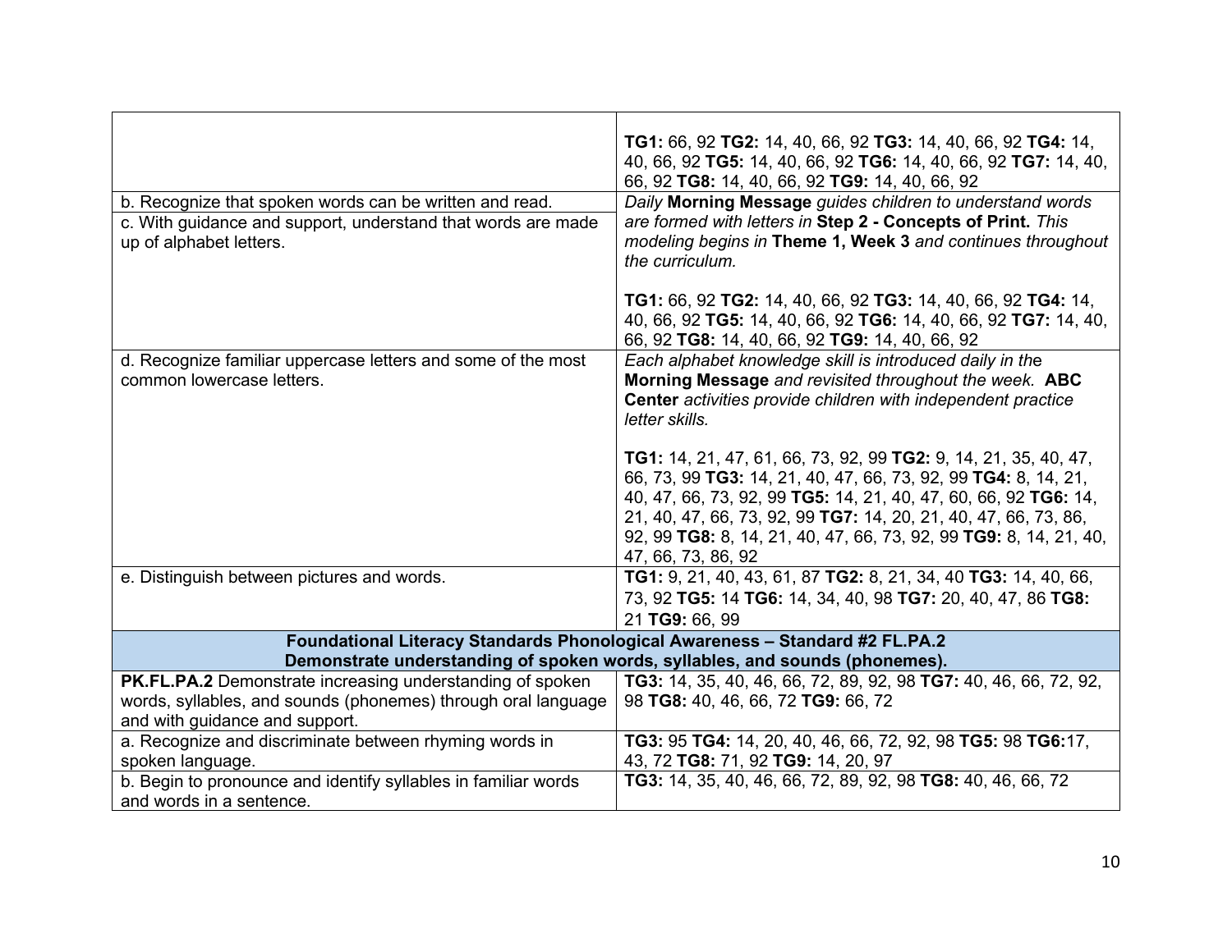| | |
|---|---|
| | **TG1:** 66, 92 **TG2:** 14, 40, 66, 92 **TG3:** 14, 40, 66, 92 **TG4:** 14, 40, 66, 92 **TG5:** 14, 40, 66, 92 **TG6:** 14, 40, 66, 92 **TG7:** 14, 40, 66, 92 **TG8:** 14, 40, 66, 92 **TG9:** 14, 40, 66, 92 |
| b. Recognize that spoken words can be written and read.<br>c. With guidance and support, understand that words are made up of alphabet letters. | *Daily* **Morning Message** *guides children to understand words are formed with letters in* **Step 2 - Concepts of Print.** *This modeling begins in* **Theme 1, Week 3** *and continues throughout the curriculum.*<br><br>**TG1:** 66, 92 **TG2:** 14, 40, 66, 92 **TG3:** 14, 40, 66, 92 **TG4:** 14, 40, 66, 92 **TG5:** 14, 40, 66, 92 **TG6:** 14, 40, 66, 92 **TG7:** 14, 40, 66, 92 **TG8:** 14, 40, 66, 92 **TG9:** 14, 40, 66, 92 |
| d. Recognize familiar uppercase letters and some of the most common lowercase letters. | *Each alphabet knowledge skill is introduced daily in the* **Morning Message** *and revisited throughout the week.* **ABC Center** *activities provide children with independent practice letter skills.*<br><br>**TG1:** 14, 21, 47, 61, 66, 73, 92, 99 **TG2:** 9, 14, 21, 35, 40, 47, 66, 73, 99 **TG3:** 14, 21, 40, 47, 66, 73, 92, 99 **TG4:** 8, 14, 21, 40, 47, 66, 73, 92, 99 **TG5:** 14, 21, 40, 47, 60, 66, 92 **TG6:** 14, 21, 40, 47, 66, 73, 92, 99 **TG7:** 14, 20, 21, 40, 47, 66, 73, 86, 92, 99 **TG8:** 8, 14, 21, 40, 47, 66, 73, 92, 99 **TG9:** 8, 14, 21, 40, 47, 66, 73, 86, 92 |
| e. Distinguish between pictures and words. | **TG1:** 9, 21, 40, 43, 61, 87 **TG2:** 8, 21, 34, 40 **TG3:** 14, 40, 66, 73, 92 **TG5:** 14 **TG6:** 14, 34, 40, 98 **TG7:** 20, 40, 47, 86 **TG8:** 21 **TG9:** 66, 99 |
| **Foundational Literacy Standards Phonological Awareness – Standard #2 FL.PA.2**<br>**Demonstrate understanding of spoken words, syllables, and sounds (phonemes).** | |
| **PK.FL.PA.2** Demonstrate increasing understanding of spoken words, syllables, and sounds (phonemes) through oral language and with guidance and support. | **TG3:** 14, 35, 40, 46, 66, 72, 89, 92, 98 **TG7:** 40, 46, 66, 72, 92, 98 **TG8:** 40, 46, 66, 72 **TG9:** 66, 72 |
| a. Recognize and discriminate between rhyming words in spoken language. | **TG3:** 95 **TG4:** 14, 20, 40, 46, 66, 72, 92, 98 **TG5:** 98 **TG6:** 17, 43, 72 **TG8:** 71, 92 **TG9:** 14, 20, 97 |
| b. Begin to pronounce and identify syllables in familiar words and words in a sentence. | **TG3:** 14, 35, 40, 46, 66, 72, 89, 92, 98 **TG8:** 40, 46, 66, 72 |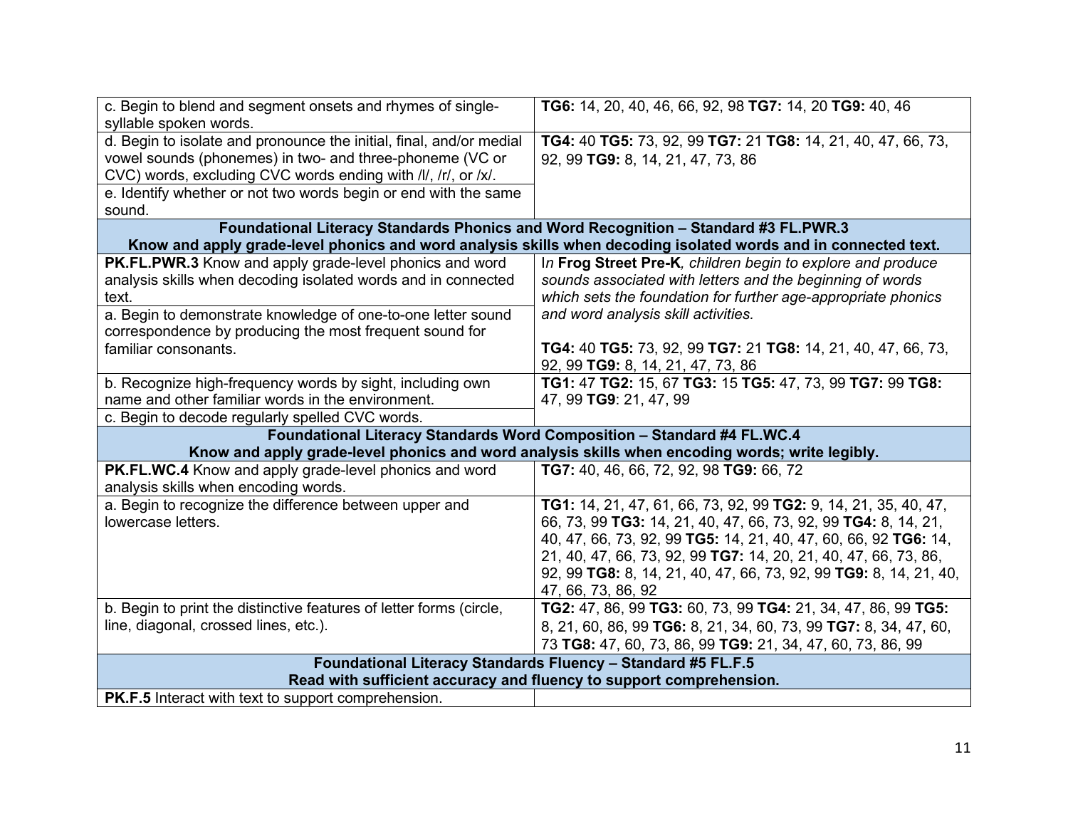| | |
|---|---|
| c. Begin to blend and segment onsets and rhymes of single-syllable spoken words. | **TG6:** 14, 20, 40, 46, 66, 92, 98 **TG7:** 14, 20 **TG9:** 40, 46 |
| d. Begin to isolate and pronounce the initial, final, and/or medial vowel sounds (phonemes) in two- and three-phoneme (VC or CVC) words, excluding CVC words ending with /l/, /r/, or /x/. | **TG4:** 40 **TG5:** 73, 92, 99 **TG7:** 21 **TG8:** 14, 21, 40, 47, 66, 73, 92, 99 **TG9:** 8, 14, 21, 47, 73, 86 |
| e. Identify whether or not two words begin or end with the same sound. | |
| **Foundational Literacy Standards Phonics and Word Recognition – Standard #3 FL.PWR.3 Know and apply grade-level phonics and word analysis skills when decoding isolated words and in connected text.** | |
| **PK.FL.PWR.3** Know and apply grade-level phonics and word analysis skills when decoding isolated words and in connected text. | I*n* **Frog Street Pre-K***, children begin to explore and produce sounds associated with letters and the beginning of words which sets the foundation for further age-appropriate phonics and word analysis skill activities.* |
| a. Begin to demonstrate knowledge of one-to-one letter sound correspondence by producing the most frequent sound for familiar consonants. | **TG4:** 40 **TG5:** 73, 92, 99 **TG7:** 21 **TG8:** 14, 21, 40, 47, 66, 73, 92, 99 **TG9:** 8, 14, 21, 47, 73, 86 |
| b. Recognize high-frequency words by sight, including own name and other familiar words in the environment. | **TG1:** 47 **TG2:** 15, 67 **TG3:** 15 **TG5:** 47, 73, 99 **TG7:** 99 **TG8:** 47, 99 **TG9**: 21, 47, 99 |
| c. Begin to decode regularly spelled CVC words. | |
| **Foundational Literacy Standards Word Composition – Standard #4 FL.WC.4 Know and apply grade-level phonics and word analysis skills when encoding words; write legibly.** | |
| **PK.FL.WC.4** Know and apply grade-level phonics and word analysis skills when encoding words. | **TG7:** 40, 46, 66, 72, 92, 98 **TG9:** 66, 72 |
| a. Begin to recognize the difference between upper and lowercase letters. | **TG1:** 14, 21, 47, 61, 66, 73, 92, 99 **TG2:** 9, 14, 21, 35, 40, 47, 66, 73, 99 **TG3:** 14, 21, 40, 47, 66, 73, 92, 99 **TG4:** 8, 14, 21, 40, 47, 66, 73, 92, 99 **TG5:** 14, 21, 40, 47, 60, 66, 92 **TG6:** 14, 21, 40, 47, 66, 73, 92, 99 **TG7:** 14, 20, 21, 40, 47, 66, 73, 86, 92, 99 **TG8:** 8, 14, 21, 40, 47, 66, 73, 92, 99 **TG9:** 8, 14, 21, 40, 47, 66, 73, 86, 92 |
| b. Begin to print the distinctive features of letter forms (circle, line, diagonal, crossed lines, etc.). | **TG2:** 47, 86, 99 **TG3:** 60, 73, 99 **TG4:** 21, 34, 47, 86, 99 **TG5:** 8, 21, 60, 86, 99 **TG6:** 8, 21, 34, 60, 73, 99 **TG7:** 8, 34, 47, 60, 73 **TG8:** 47, 60, 73, 86, 99 **TG9:** 21, 34, 47, 60, 73, 86, 99 |
| **Foundational Literacy Standards Fluency – Standard #5 FL.F.5 Read with sufficient accuracy and fluency to support comprehension.** | |
| **PK.F.5** Interact with text to support comprehension. | |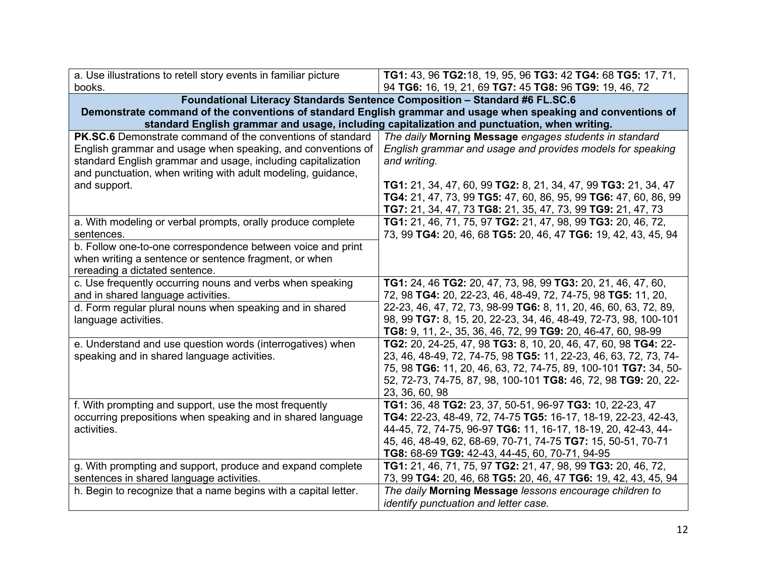| | |
|---|---|
| a. Use illustrations to retell story events in familiar picture books. | **TG1:** 43, 96 **TG2:**18, 19, 95, 96 **TG3:** 42 **TG4:** 68 **TG5:** 17, 71, 94 **TG6:** 16, 19, 21, 69 **TG7:** 45 **TG8:** 96 **TG9:** 19, 46, 72 |
| **Foundational Literacy Standards Sentence Composition – Standard #6 FL.SC.6 Demonstrate command of the conventions of standard English grammar and usage when speaking and conventions of standard English grammar and usage, including capitalization and punctuation, when writing.** | |
| **PK.SC.6** Demonstrate command of the conventions of standard English grammar and usage when speaking, and conventions of standard English grammar and usage, including capitalization and punctuation, when writing with adult modeling, guidance, and support. | *The daily* **Morning Message** *engages students in standard English grammar and usage and provides models for speaking and writing.*<br><br>**TG1:** 21, 34, 47, 60, 99 **TG2:** 8, 21, 34, 47, 99 **TG3:** 21, 34, 47 **TG4:** 21, 47, 73, 99 **TG5:** 47, 60, 86, 95, 99 **TG6:** 47, 60, 86, 99 **TG7:** 21, 34, 47, 73 **TG8:** 21, 35, 47, 73, 99 **TG9:** 21, 47, 73 |
| a. With modeling or verbal prompts, orally produce complete sentences.<br>b. Follow one-to-one correspondence between voice and print when writing a sentence or sentence fragment, or when rereading a dictated sentence. | **TG1:** 21, 46, 71, 75, 97 **TG2:** 21, 47, 98, 99 **TG3:** 20, 46, 72, 73, 99 **TG4:** 20, 46, 68 **TG5:** 20, 46, 47 **TG6:** 19, 42, 43, 45, 94 |
| c. Use frequently occurring nouns and verbs when speaking and in shared language activities.<br>d. Form regular plural nouns when speaking and in shared language activities. | **TG1:** 24, 46 **TG2:** 20, 47, 73, 98, 99 **TG3:** 20, 21, 46, 47, 60, 72, 98 **TG4:** 20, 22-23, 46, 48-49, 72, 74-75, 98 **TG5:** 11, 20, 22-23, 46, 47, 72, 73, 98-99 **TG6:** 8, 11, 20, 46, 60, 63, 72, 89, 98, 99 **TG7:** 8, 15, 20, 22-23, 34, 46, 48-49, 72-73, 98, 100-101 **TG8:** 9, 11, 2-, 35, 36, 46, 72, 99 **TG9:** 20, 46-47, 60, 98-99 |
| e. Understand and use question words (interrogatives) when speaking and in shared language activities. | **TG2:** 20, 24-25, 47, 98 **TG3:** 8, 10, 20, 46, 47, 60, 98 **TG4:** 22-23, 46, 48-49, 72, 74-75, 98 **TG5:** 11, 22-23, 46, 63, 72, 73, 74-75, 98 **TG6:** 11, 20, 46, 63, 72, 74-75, 89, 100-101 **TG7:** 34, 50-52, 72-73, 74-75, 87, 98, 100-101 **TG8:** 46, 72, 98 **TG9:** 20, 22-23, 36, 60, 98 |
| f. With prompting and support, use the most frequently occurring prepositions when speaking and in shared language activities. | **TG1:** 36, 48 **TG2:** 23, 37, 50-51, 96-97 **TG3:** 10, 22-23, 47 **TG4:** 22-23, 48-49, 72, 74-75 **TG5:** 16-17, 18-19, 22-23, 42-43, 44-45, 72, 74-75, 96-97 **TG6:** 11, 16-17, 18-19, 20, 42-43, 44-45, 46, 48-49, 62, 68-69, 70-71, 74-75 **TG7:** 15, 50-51, 70-71 **TG8:** 68-69 **TG9:** 42-43, 44-45, 60, 70-71, 94-95 |
| g. With prompting and support, produce and expand complete sentences in shared language activities. | **TG1:** 21, 46, 71, 75, 97 **TG2:** 21, 47, 98, 99 **TG3:** 20, 46, 72, 73, 99 **TG4:** 20, 46, 68 **TG5:** 20, 46, 47 **TG6:** 19, 42, 43, 45, 94 |
| h. Begin to recognize that a name begins with a capital letter. | *The daily* **Morning Message** *lessons encourage children to identify punctuation and letter case.* |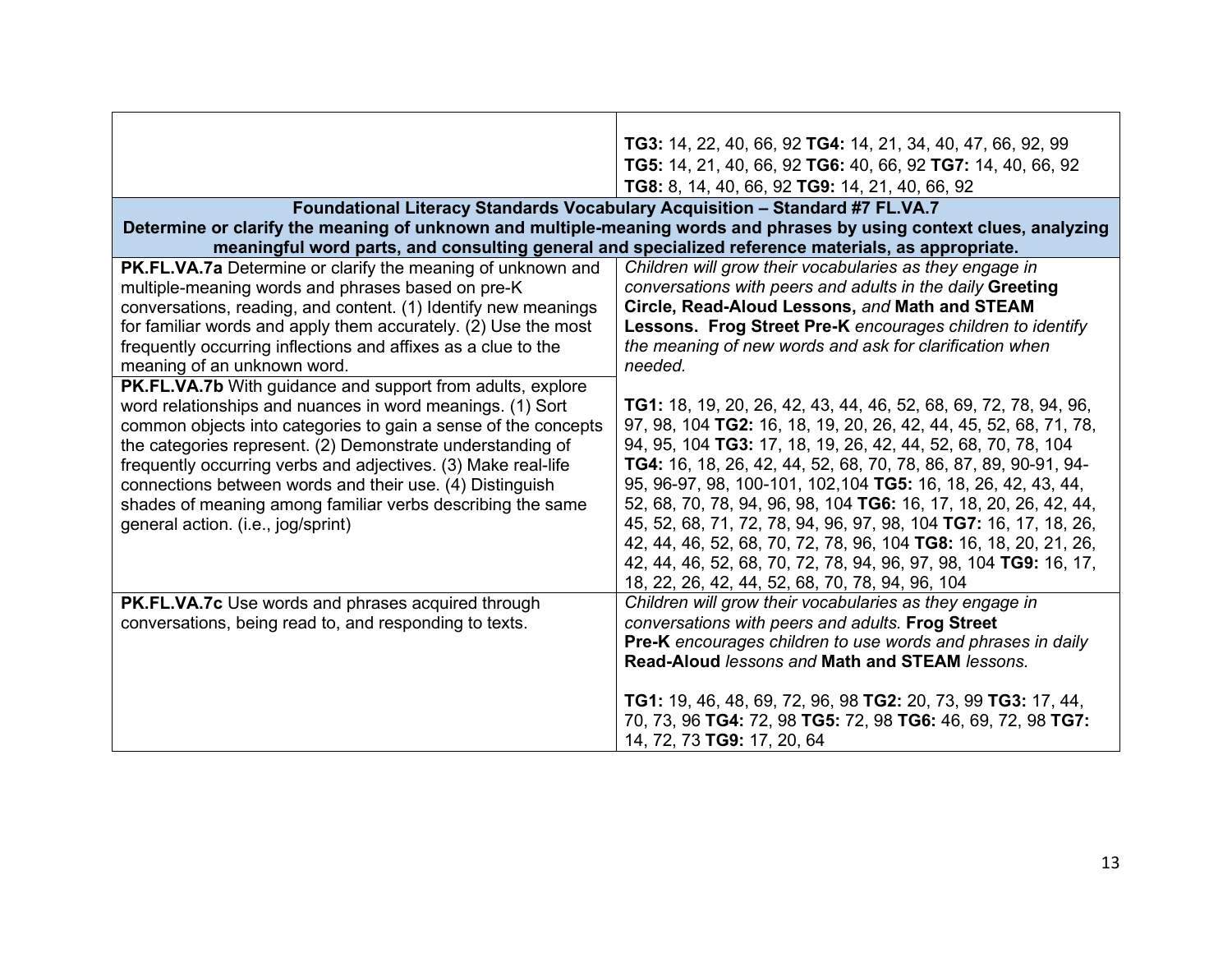| | |
|---|---|
| | **TG3:** 14, 22, 40, 66, 92 **TG4:** 14, 21, 34, 40, 47, 66, 92, 99 **TG5:** 14, 21, 40, 66, 92 **TG6:** 40, 66, 92 **TG7:** 14, 40, 66, 92 **TG8:** 8, 14, 40, 66, 92 **TG9:** 14, 21, 40, 66, 92 |
| **Foundational Literacy Standards Vocabulary Acquisition – Standard #7 FL.VA.7** **Determine or clarify the meaning of unknown and multiple-meaning words and phrases by using context clues, analyzing meaningful word parts, and consulting general and specialized reference materials, as appropriate.** | |
| **PK.FL.VA.7a** Determine or clarify the meaning of unknown and multiple-meaning words and phrases based on pre-K conversations, reading, and content. (1) Identify new meanings for familiar words and apply them accurately. (2) Use the most frequently occurring inflections and affixes as a clue to the meaning of an unknown word. | *Children will grow their vocabularies as they engage in conversations with peers and adults in the daily* **Greeting Circle, Read-Aloud Lessons,** *and* **Math and STEAM Lessons. Frog Street Pre-K** *encourages children to identify the meaning of new words and ask for clarification when needed.* |
| **PK.FL.VA.7b** With guidance and support from adults, explore word relationships and nuances in word meanings. (1) Sort common objects into categories to gain a sense of the concepts the categories represent. (2) Demonstrate understanding of frequently occurring verbs and adjectives. (3) Make real-life connections between words and their use. (4) Distinguish shades of meaning among familiar verbs describing the same general action. (i.e., jog/sprint) | **TG1:** 18, 19, 20, 26, 42, 43, 44, 46, 52, 68, 69, 72, 78, 94, 96, 97, 98, 104 **TG2:** 16, 18, 19, 20, 26, 42, 44, 45, 52, 68, 71, 78, 94, 95, 104 **TG3:** 17, 18, 19, 26, 42, 44, 52, 68, 70, 78, 104 **TG4:** 16, 18, 26, 42, 44, 52, 68, 70, 78, 86, 87, 89, 90-91, 94-95, 96-97, 98, 100-101, 102,104 **TG5:** 16, 18, 26, 42, 43, 44, 52, 68, 70, 78, 94, 96, 98, 104 **TG6:** 16, 17, 18, 20, 26, 42, 44, 45, 52, 68, 71, 72, 78, 94, 96, 97, 98, 104 **TG7:** 16, 17, 18, 26, 42, 44, 46, 52, 68, 70, 72, 78, 96, 104 **TG8:** 16, 18, 20, 21, 26, 42, 44, 46, 52, 68, 70, 72, 78, 94, 96, 97, 98, 104 **TG9:** 16, 17, 18, 22, 26, 42, 44, 52, 68, 70, 78, 94, 96, 104 |
| **PK.FL.VA.7c** Use words and phrases acquired through conversations, being read to, and responding to texts. | *Children will grow their vocabularies as they engage in conversations with peers and adults.* **Frog Street Pre-K** *encourages children to use words and phrases in daily* **Read-Aloud** *lessons and* **Math and STEAM** *lessons.* **TG1:** 19, 46, 48, 69, 72, 96, 98 **TG2:** 20, 73, 99 **TG3:** 17, 44, 70, 73, 96 **TG4:** 72, 98 **TG5:** 72, 98 **TG6:** 46, 69, 72, 98 **TG7:** 14, 72, 73 **TG9:** 17, 20, 64 |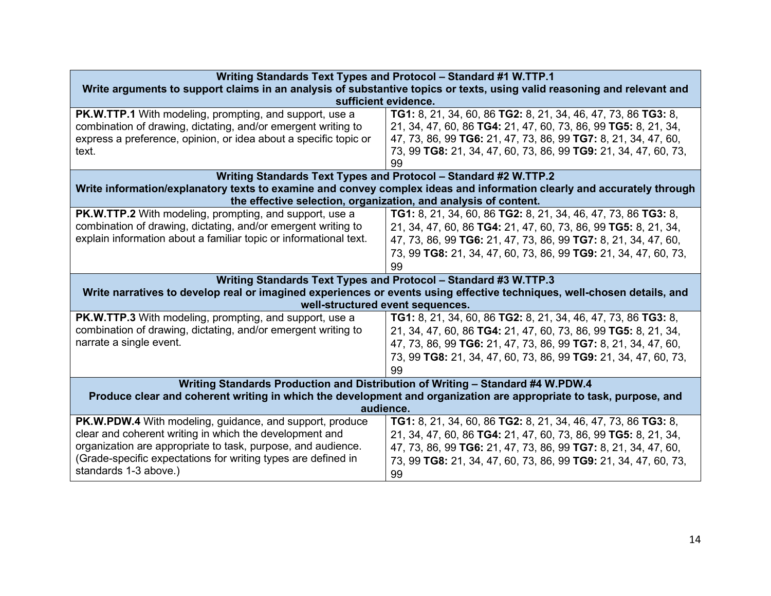| Writing Standards Text Types and Protocol – Standard #1 W.TTP.1<br>Write arguments to support claims in an analysis of substantive topics or texts, using valid reasoning and relevant and sufficient evidence. | |
|---|---|
| **PK.W.TTP.1** With modeling, prompting, and support, use a combination of drawing, dictating, and/or emergent writing to express a preference, opinion, or idea about a specific topic or text. | **TG1:** 8, 21, 34, 60, 86 **TG2:** 8, 21, 34, 46, 47, 73, 86 **TG3:** 8, 21, 34, 47, 60, 86 **TG4:** 21, 47, 60, 73, 86, 99 **TG5:** 8, 21, 34, 47, 73, 86, 99 **TG6:** 21, 47, 73, 86, 99 **TG7:** 8, 21, 34, 47, 60, 73, 99 **TG8:** 21, 34, 47, 60, 73, 86, 99 **TG9:** 21, 34, 47, 60, 73, 99 |
| **Writing Standards Text Types and Protocol – Standard #2 W.TTP.2<br>Write information/explanatory texts to examine and convey complex ideas and information clearly and accurately through the effective selection, organization, and analysis of content.** | |
| **PK.W.TTP.2** With modeling, prompting, and support, use a combination of drawing, dictating, and/or emergent writing to explain information about a familiar topic or informational text. | **TG1:** 8, 21, 34, 60, 86 **TG2:** 8, 21, 34, 46, 47, 73, 86 **TG3:** 8, 21, 34, 47, 60, 86 **TG4:** 21, 47, 60, 73, 86, 99 **TG5:** 8, 21, 34, 47, 73, 86, 99 **TG6:** 21, 47, 73, 86, 99 **TG7:** 8, 21, 34, 47, 60, 73, 99 **TG8:** 21, 34, 47, 60, 73, 86, 99 **TG9:** 21, 34, 47, 60, 73, 99 |
| **Writing Standards Text Types and Protocol – Standard #3 W.TTP.3<br>Write narratives to develop real or imagined experiences or events using effective techniques, well-chosen details, and well-structured event sequences.** | |
| **PK.W.TTP.3** With modeling, prompting, and support, use a combination of drawing, dictating, and/or emergent writing to narrate a single event. | **TG1:** 8, 21, 34, 60, 86 **TG2:** 8, 21, 34, 46, 47, 73, 86 **TG3:** 8, 21, 34, 47, 60, 86 **TG4:** 21, 47, 60, 73, 86, 99 **TG5:** 8, 21, 34, 47, 73, 86, 99 **TG6:** 21, 47, 73, 86, 99 **TG7:** 8, 21, 34, 47, 60, 73, 99 **TG8:** 21, 34, 47, 60, 73, 86, 99 **TG9:** 21, 34, 47, 60, 73, 99 |
| **Writing Standards Production and Distribution of Writing – Standard #4 W.PDW.4<br>Produce clear and coherent writing in which the development and organization are appropriate to task, purpose, and audience.** | |
| **PK.W.PDW.4** With modeling, guidance, and support, produce clear and coherent writing in which the development and organization are appropriate to task, purpose, and audience. (Grade-specific expectations for writing types are defined in standards 1-3 above.) | **TG1:** 8, 21, 34, 60, 86 **TG2:** 8, 21, 34, 46, 47, 73, 86 **TG3:** 8, 21, 34, 47, 60, 86 **TG4:** 21, 47, 60, 73, 86, 99 **TG5:** 8, 21, 34, 47, 73, 86, 99 **TG6:** 21, 47, 73, 86, 99 **TG7:** 8, 21, 34, 47, 60, 73, 99 **TG8:** 21, 34, 47, 60, 73, 86, 99 **TG9:** 21, 34, 47, 60, 73, 99 |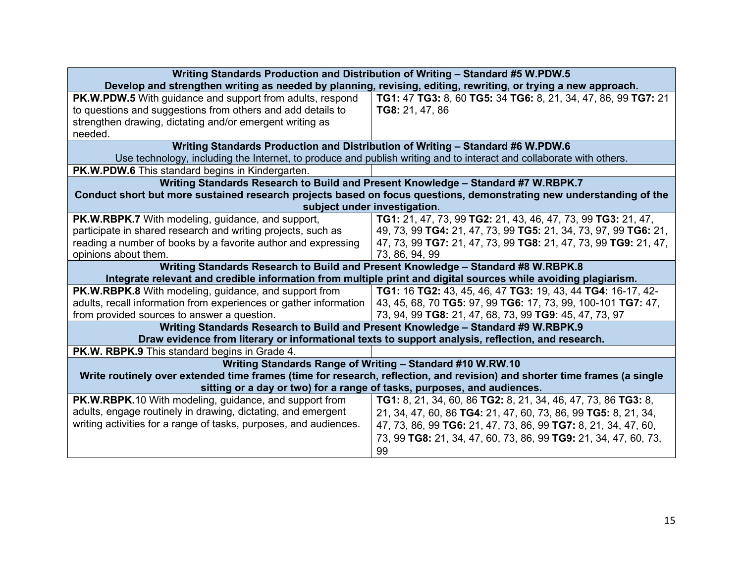| Writing Standards Production and Distribution of Writing – Standard #5 W.PDW.5<br>Develop and strengthen writing as needed by planning, revising, editing, rewriting, or trying a new approach. | |
|---|---|
| **PK.W.PDW.5** With guidance and support from adults, respond to questions and suggestions from others and add details to strengthen drawing, dictating and/or emergent writing as needed. | **TG1:** 47 **TG3:** 8, 60 **TG5:** 34 **TG6:** 8, 21, 34, 47, 86, 99 **TG7:** 21 **TG8:** 21, 47, 86 |
| **Writing Standards Production and Distribution of Writing – Standard #6 W.PDW.6**<br>Use technology, including the Internet, to produce and publish writing and to interact and collaborate with others. | |
| **PK.W.PDW.6** This standard begins in Kindergarten. | |
| **Writing Standards Research to Build and Present Knowledge – Standard #7 W.RBPK.7**<br>**Conduct short but more sustained research projects based on focus questions, demonstrating new understanding of the subject under investigation.** | |
| **PK.W.RBPK.7** With modeling, guidance, and support, participate in shared research and writing projects, such as reading a number of books by a favorite author and expressing opinions about them. | **TG1:** 21, 47, 73, 99 **TG2:** 21, 43, 46, 47, 73, 99 **TG3:** 21, 47, 49, 73, 99 **TG4:** 21, 47, 73, 99 **TG5:** 21, 34, 73, 97, 99 **TG6:** 21, 47, 73, 99 **TG7:** 21, 47, 73, 99 **TG8:** 21, 47, 73, 99 **TG9:** 21, 47, 73, 86, 94, 99 |
| **Writing Standards Research to Build and Present Knowledge – Standard #8 W.RBPK.8**<br>**Integrate relevant and credible information from multiple print and digital sources while avoiding plagiarism.** | |
| **PK.W.RBPK.8** With modeling, guidance, and support from adults, recall information from experiences or gather information from provided sources to answer a question. | **TG1:** 16 **TG2:** 43, 45, 46, 47 **TG3:** 19, 43, 44 **TG4:** 16-17, 42-43, 45, 68, 70 **TG5:** 97, 99 **TG6:** 17, 73, 99, 100-101 **TG7:** 47, 73, 94, 99 **TG8:** 21, 47, 68, 73, 99 **TG9:** 45, 47, 73, 97 |
| **Writing Standards Research to Build and Present Knowledge – Standard #9 W.RBPK.9**<br>**Draw evidence from literary or informational texts to support analysis, reflection, and research.** | |
| **PK.W. RBPK.9** This standard begins in Grade 4. | |
| **Writing Standards Range of Writing – Standard #10 W.RW.10**<br>**Write routinely over extended time frames (time for research, reflection, and revision) and shorter time frames (a single sitting or a day or two) for a range of tasks, purposes, and audiences.** | |
| **PK.W.RBPK.**10 With modeling, guidance, and support from adults, engage routinely in drawing, dictating, and emergent writing activities for a range of tasks, purposes, and audiences. | **TG1:** 8, 21, 34, 60, 86 **TG2:** 8, 21, 34, 46, 47, 73, 86 **TG3:** 8, 21, 34, 47, 60, 86 **TG4:** 21, 47, 60, 73, 86, 99 **TG5:** 8, 21, 34, 47, 73, 86, 99 **TG6:** 21, 47, 73, 86, 99 **TG7:** 8, 21, 34, 47, 60, 73, 99 **TG8:** 21, 34, 47, 60, 73, 86, 99 **TG9:** 21, 34, 47, 60, 73, 99 |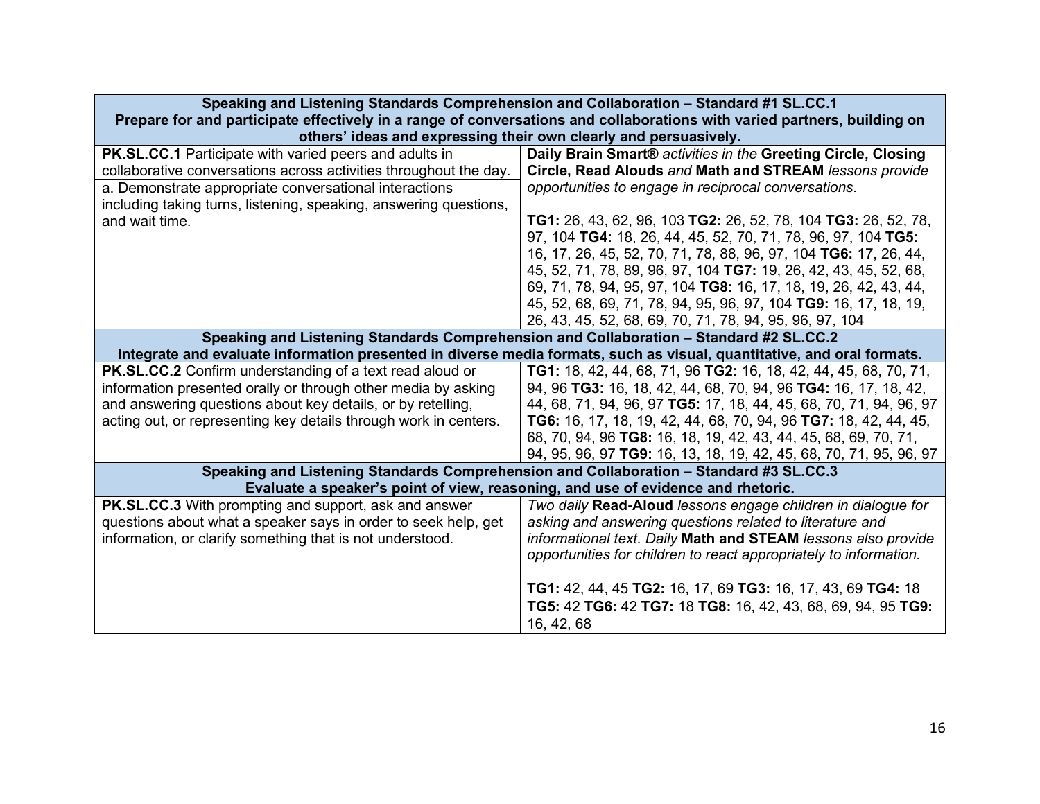| Speaking and Listening Standards Comprehension and Collaboration – Standard #1 SL.CC.1<br>Prepare for and participate effectively in a range of conversations and collaborations with varied partners, building on others' ideas and expressing their own clearly and persuasively. | |
|---|---|
| **PK.SL.CC.1** Participate with varied peers and adults in collaborative conversations across activities throughout the day.<br>a. Demonstrate appropriate conversational interactions including taking turns, listening, speaking, answering questions, and wait time. | **Daily Brain Smart®** *activities in the* **Greeting Circle, Closing Circle, Read Alouds** *and* **Math and STREAM** *lessons provide opportunities to engage in reciprocal conversations*.<br><br>**TG1:** 26, 43, 62, 96, 103 **TG2:** 26, 52, 78, 104 **TG3:** 26, 52, 78, 97, 104 **TG4:** 18, 26, 44, 45, 52, 70, 71, 78, 96, 97, 104 **TG5:** 16, 17, 26, 45, 52, 70, 71, 78, 88, 96, 97, 104 **TG6:** 17, 26, 44, 45, 52, 71, 78, 89, 96, 97, 104 **TG7:** 19, 26, 42, 43, 45, 52, 68, 69, 71, 78, 94, 95, 97, 104 **TG8:** 16, 17, 18, 19, 26, 42, 43, 44, 45, 52, 68, 69, 71, 78, 94, 95, 96, 97, 104 **TG9:** 16, 17, 18, 19, 26, 43, 45, 52, 68, 69, 70, 71, 78, 94, 95, 96, 97, 104 |
| **Speaking and Listening Standards Comprehension and Collaboration – Standard #2 SL.CC.2<br>Integrate and evaluate information presented in diverse media formats, such as visual, quantitative, and oral formats.** | |
| **PK.SL.CC.2** Confirm understanding of a text read aloud or information presented orally or through other media by asking and answering questions about key details, or by retelling, acting out, or representing key details through work in centers. | **TG1:** 18, 42, 44, 68, 71, 96 **TG2:** 16, 18, 42, 44, 45, 68, 70, 71, 94, 96 **TG3:** 16, 18, 42, 44, 68, 70, 94, 96 **TG4:** 16, 17, 18, 42, 44, 68, 71, 94, 96, 97 **TG5:** 17, 18, 44, 45, 68, 70, 71, 94, 96, 97 **TG6:** 16, 17, 18, 19, 42, 44, 68, 70, 94, 96 **TG7:** 18, 42, 44, 45, 68, 70, 94, 96 **TG8:** 16, 18, 19, 42, 43, 44, 45, 68, 69, 70, 71, 94, 95, 96, 97 **TG9:** 16, 13, 18, 19, 42, 45, 68, 70, 71, 95, 96, 97 |
| **Speaking and Listening Standards Comprehension and Collaboration – Standard #3 SL.CC.3<br>Evaluate a speaker's point of view, reasoning, and use of evidence and rhetoric.** | |
| **PK.SL.CC.3** With prompting and support, ask and answer questions about what a speaker says in order to seek help, get information, or clarify something that is not understood. | *Two daily* **Read-Aloud** *lessons engage children in dialogue for asking and answering questions related to literature and informational text. Daily* **Math and STEAM** *lessons also provide opportunities for children to react appropriately to information.*<br><br>**TG1:** 42, 44, 45 **TG2:** 16, 17, 69 **TG3:** 16, 17, 43, 69 **TG4:** 18 **TG5:** 42 **TG6:** 42 **TG7:** 18 **TG8:** 16, 42, 43, 68, 69, 94, 95 **TG9:** 16, 42, 68 |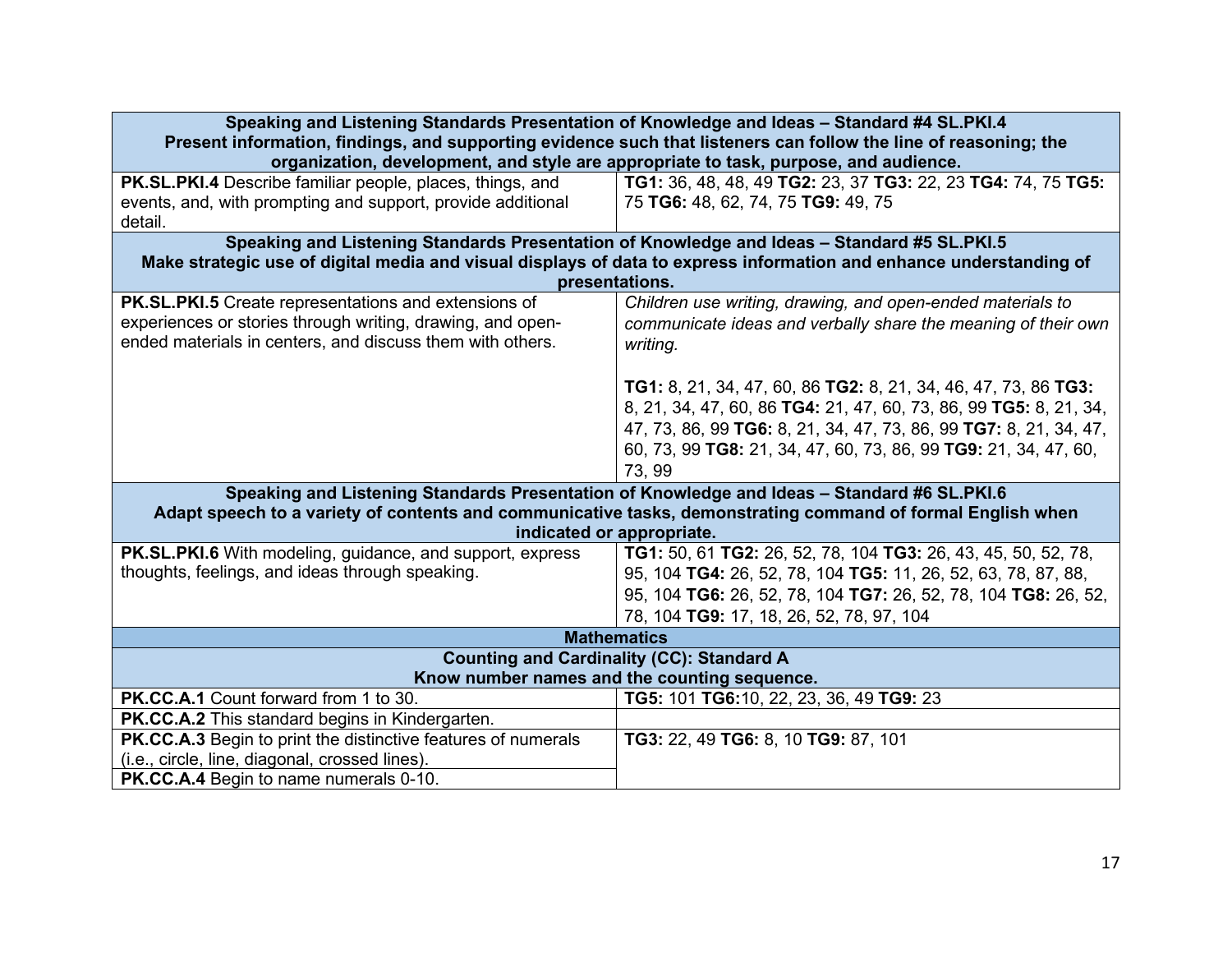| Speaking and Listening Standards Presentation of Knowledge and Ideas – Standard #4 SL.PKI.4<br>Present information, findings, and supporting evidence such that listeners can follow the line of reasoning; the organization, development, and style are appropriate to task, purpose, and audience. | |
|---|---|
| **PK.SL.PKI.4** Describe familiar people, places, things, and events, and, with prompting and support, provide additional detail. | **TG1:** 36, 48, 48, 49 **TG2:** 23, 37 **TG3:** 22, 23 **TG4:** 74, 75 **TG5:** 75 **TG6:** 48, 62, 74, 75 **TG9:** 49, 75 |
| **Speaking and Listening Standards Presentation of Knowledge and Ideas – Standard #5 SL.PKI.5**<br>**Make strategic use of digital media and visual displays of data to express information and enhance understanding of presentations.** | |
| **PK.SL.PKI.5** Create representations and extensions of experiences or stories through writing, drawing, and open-ended materials in centers, and discuss them with others. | *Children use writing, drawing, and open-ended materials to communicate ideas and verbally share the meaning of their own writing.*<br><br>**TG1:** 8, 21, 34, 47, 60, 86 **TG2:** 8, 21, 34, 46, 47, 73, 86 **TG3:** 8, 21, 34, 47, 60, 86 **TG4:** 21, 47, 60, 73, 86, 99 **TG5:** 8, 21, 34, 47, 73, 86, 99 **TG6:** 8, 21, 34, 47, 73, 86, 99 **TG7:** 8, 21, 34, 47, 60, 73, 99 **TG8:** 21, 34, 47, 60, 73, 86, 99 **TG9:** 21, 34, 47, 60, 73, 99 |
| **Speaking and Listening Standards Presentation of Knowledge and Ideas – Standard #6 SL.PKI.6**<br>**Adapt speech to a variety of contents and communicative tasks, demonstrating command of formal English when indicated or appropriate.** | |
| **PK.SL.PKI.6** With modeling, guidance, and support, express thoughts, feelings, and ideas through speaking. | **TG1:** 50, 61 **TG2:** 26, 52, 78, 104 **TG3:** 26, 43, 45, 50, 52, 78, 95, 104 **TG4:** 26, 52, 78, 104 **TG5:** 11, 26, 52, 63, 78, 87, 88, 95, 104 **TG6:** 26, 52, 78, 104 **TG7:** 26, 52, 78, 104 **TG8:** 26, 52, 78, 104 **TG9:** 17, 18, 26, 52, 78, 97, 104 |
| **Mathematics** | |
| **Counting and Cardinality (CC): Standard A**<br>**Know number names and the counting sequence.** | |
| **PK.CC.A.1** Count forward from 1 to 30. | **TG5:** 101 **TG6:** 10, 22, 23, 36, 49 **TG9:** 23 |
| **PK.CC.A.2** This standard begins in Kindergarten. | |
| **PK.CC.A.3** Begin to print the distinctive features of numerals (i.e., circle, line, diagonal, crossed lines).<br>**PK.CC.A.4** Begin to name numerals 0-10. | **TG3:** 22, 49 **TG6:** 8, 10 **TG9:** 87, 101 |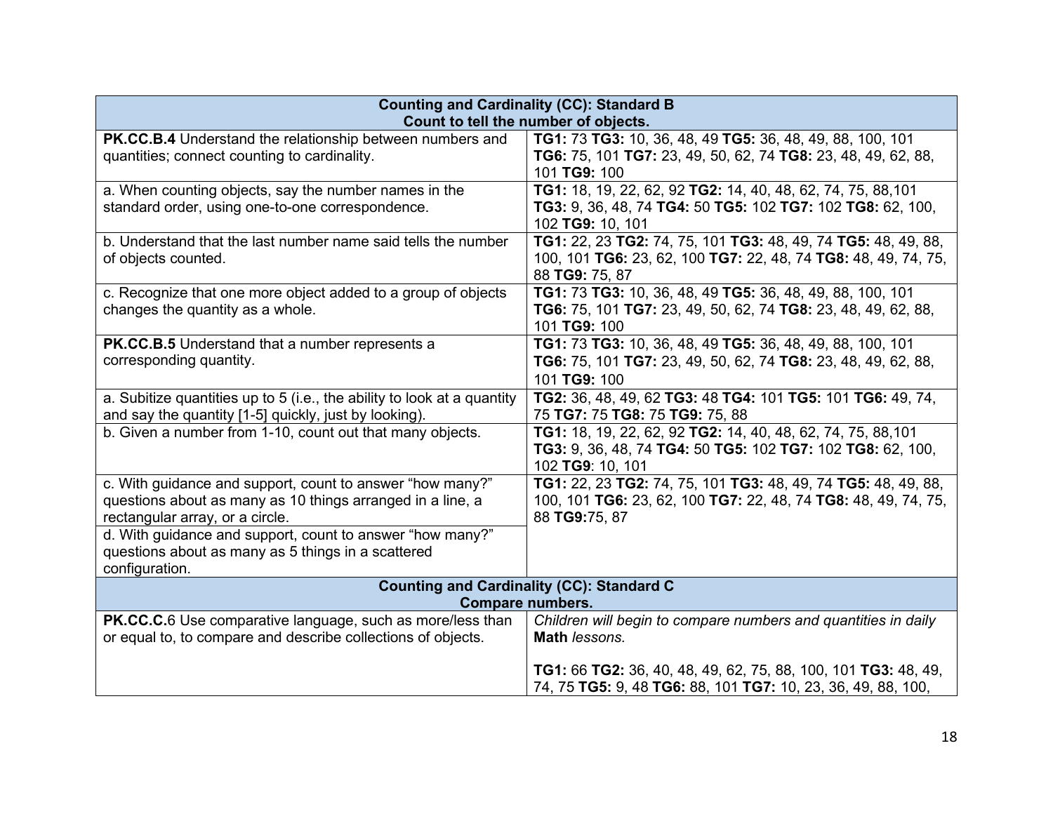| Counting and Cardinality (CC): Standard B<br>Count to tell the number of objects. | |
|---|---|
| **PK.CC.B.4** Understand the relationship between numbers and quantities; connect counting to cardinality. | **TG1:** 73 **TG3:** 10, 36, 48, 49 **TG5:** 36, 48, 49, 88, 100, 101 **TG6:** 75, 101 **TG7:** 23, 49, 50, 62, 74 **TG8:** 23, 48, 49, 62, 88, 101 **TG9:** 100 |
| a. When counting objects, say the number names in the standard order, using one-to-one correspondence. | **TG1:** 18, 19, 22, 62, 92 **TG2:** 14, 40, 48, 62, 74, 75, 88,101 **TG3:** 9, 36, 48, 74 **TG4:** 50 **TG5:** 102 **TG7:** 102 **TG8:** 62, 100, 102 **TG9:** 10, 101 |
| b. Understand that the last number name said tells the number of objects counted. | **TG1:** 22, 23 **TG2:** 74, 75, 101 **TG3:** 48, 49, 74 **TG5:** 48, 49, 88, 100, 101 **TG6:** 23, 62, 100 **TG7:** 22, 48, 74 **TG8:** 48, 49, 74, 75, 88 **TG9:** 75, 87 |
| c. Recognize that one more object added to a group of objects changes the quantity as a whole. | **TG1:** 73 **TG3:** 10, 36, 48, 49 **TG5:** 36, 48, 49, 88, 100, 101 **TG6:** 75, 101 **TG7:** 23, 49, 50, 62, 74 **TG8:** 23, 48, 49, 62, 88, 101 **TG9:** 100 |
| **PK.CC.B.5** Understand that a number represents a corresponding quantity. | **TG1:** 73 **TG3:** 10, 36, 48, 49 **TG5:** 36, 48, 49, 88, 100, 101 **TG6:** 75, 101 **TG7:** 23, 49, 50, 62, 74 **TG8:** 23, 48, 49, 62, 88, 101 **TG9:** 100 |
| a. Subitize quantities up to 5 (i.e., the ability to look at a quantity and say the quantity [1-5] quickly, just by looking). | **TG2:** 36, 48, 49, 62 **TG3:** 48 **TG4:** 101 **TG5:** 101 **TG6:** 49, 74, 75 **TG7:** 75 **TG8:** 75 **TG9:** 75, 88 |
| b. Given a number from 1-10, count out that many objects. | **TG1:** 18, 19, 22, 62, 92 **TG2:** 14, 40, 48, 62, 74, 75, 88,101 **TG3:** 9, 36, 48, 74 **TG4:** 50 **TG5:** 102 **TG7:** 102 **TG8:** 62, 100, 102 **TG9**: 10, 101 |
| c. With guidance and support, count to answer "how many?" questions about as many as 10 things arranged in a line, a rectangular array, or a circle.<br>d. With guidance and support, count to answer "how many?" questions about as many as 5 things in a scattered configuration. | **TG1:** 22, 23 **TG2:** 74, 75, 101 **TG3:** 48, 49, 74 **TG5:** 48, 49, 88, 100, 101 **TG6:** 23, 62, 100 **TG7:** 22, 48, 74 **TG8:** 48, 49, 74, 75, 88 **TG9:**75, 87 |
| **Counting and Cardinality (CC): Standard C<br>Compare numbers.** | |
| **PK.CC.C.**6 Use comparative language, such as more/less than or equal to, to compare and describe collections of objects. | *Children will begin to compare numbers and quantities in daily* **Math** *lessons.*<br><br>**TG1:** 66 **TG2:** 36, 40, 48, 49, 62, 75, 88, 100, 101 **TG3:** 48, 49, 74, 75 **TG5:** 9, 48 **TG6:** 88, 101 **TG7:** 10, 23, 36, 49, 88, 100, |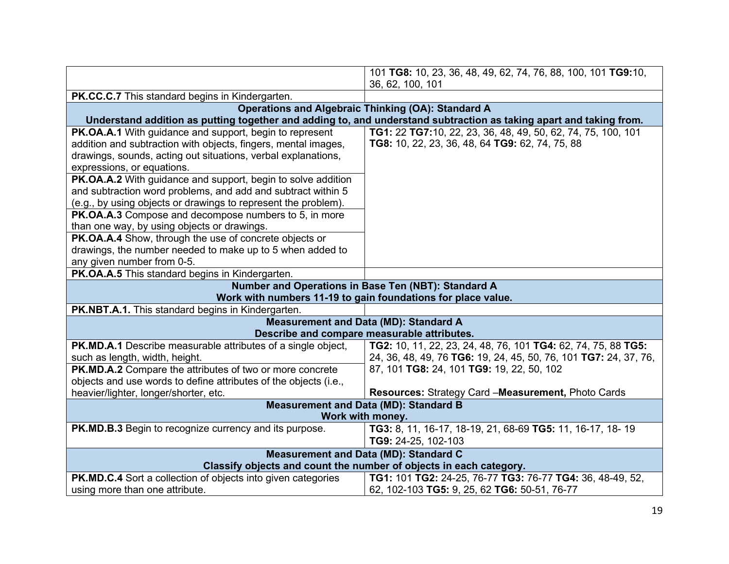| | |
|---|---|
| | 101 **TG8:** 10, 23, 36, 48, 49, 62, 74, 76, 88, 100, 101 **TG9:**10, 36, 62, 100, 101 |
| **PK.CC.C.7** This standard begins in Kindergarten. | |
| **Operations and Algebraic Thinking (OA): Standard A** **Understand addition as putting together and adding to, and understand subtraction as taking apart and taking from.** | |
| **PK.OA.A.1** With guidance and support, begin to represent addition and subtraction with objects, fingers, mental images, drawings, sounds, acting out situations, verbal explanations, expressions, or equations. | **TG1:** 22 **TG7:**10, 22, 23, 36, 48, 49, 50, 62, 74, 75, 100, 101 **TG8:** 10, 22, 23, 36, 48, 64 **TG9:** 62, 74, 75, 88 |
| **PK.OA.A.2** With guidance and support, begin to solve addition and subtraction word problems, and add and subtract within 5 (e.g., by using objects or drawings to represent the problem). | |
| **PK.OA.A.3** Compose and decompose numbers to 5, in more than one way, by using objects or drawings. | |
| **PK.OA.A.4** Show, through the use of concrete objects or drawings, the number needed to make up to 5 when added to any given number from 0-5. | |
| **PK.OA.A.5** This standard begins in Kindergarten. | |
| **Number and Operations in Base Ten (NBT): Standard A** **Work with numbers 11-19 to gain foundations for place value.** | |
| **PK.NBT.A.1.** This standard begins in Kindergarten. | |
| **Measurement and Data (MD): Standard A** **Describe and compare measurable attributes.** | |
| **PK.MD.A.1** Describe measurable attributes of a single object, such as length, width, height. | **TG2:** 10, 11, 22, 23, 24, 48, 76, 101 **TG4:** 62, 74, 75, 88 **TG5:** 24, 36, 48, 49, 76 **TG6:** 19, 24, 45, 50, 76, 101 **TG7:** 24, 37, 76, 87, 101 **TG8:** 24, 101 **TG9:** 19, 22, 50, 102 |
| **PK.MD.A.2** Compare the attributes of two or more concrete objects and use words to define attributes of the objects (i.e., heavier/lighter, longer/shorter, etc. | **Resources:** Strategy Card –**Measurement,** Photo Cards |
| **Measurement and Data (MD): Standard B** **Work with money.** | |
| **PK.MD.B.3** Begin to recognize currency and its purpose. | **TG3:** 8, 11, 16-17, 18-19, 21, 68-69 **TG5:** 11, 16-17, 18- 19 **TG9:** 24-25, 102-103 |
| **Measurement and Data (MD): Standard C** **Classify objects and count the number of objects in each category.** | |
| **PK.MD.C.4** Sort a collection of objects into given categories using more than one attribute. | **TG1:** 101 **TG2:** 24-25, 76-77 **TG3:** 76-77 **TG4:** 36, 48-49, 52, 62, 102-103 **TG5:** 9, 25, 62 **TG6:** 50-51, 76-77 |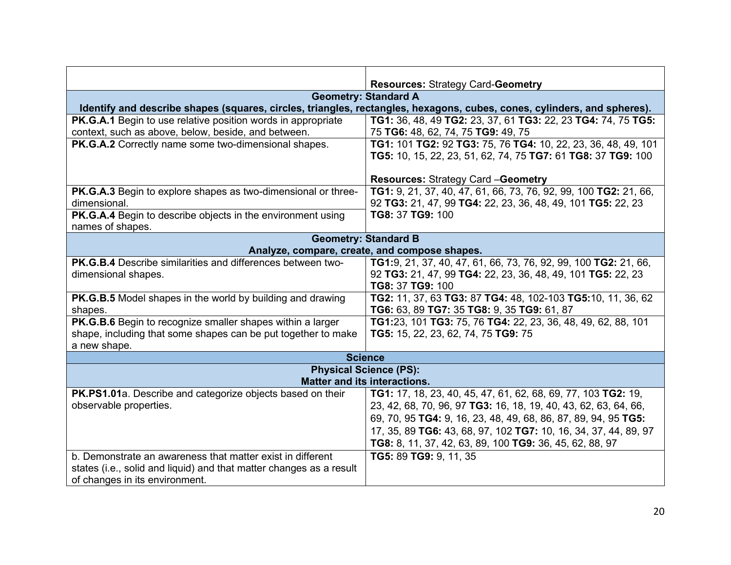| | |
|---|---|
| | **Resources:** Strategy Card-**Geometry** |
| **Geometry: Standard A** Identify and describe shapes (squares, circles, triangles, rectangles, hexagons, cubes, cones, cylinders, and spheres). | |
| **PK.G.A.1** Begin to use relative position words in appropriate context, such as above, below, beside, and between. | **TG1:** 36, 48, 49 **TG2:** 23, 37, 61 **TG3:** 22, 23 **TG4:** 74, 75 **TG5:** 75 **TG6:** 48, 62, 74, 75 **TG9:** 49, 75 |
| **PK.G.A.2** Correctly name some two-dimensional shapes. | **TG1:** 101 **TG2:** 92 **TG3:** 75, 76 **TG4:** 10, 22, 23, 36, 48, 49, 101 **TG5:** 10, 15, 22, 23, 51, 62, 74, 75 **TG7:** 61 **TG8:** 37 **TG9:** 100<br><br>**Resources:** Strategy Card –**Geometry** |
| **PK.G.A.3** Begin to explore shapes as two-dimensional or three-dimensional. | **TG1:** 9, 21, 37, 40, 47, 61, 66, 73, 76, 92, 99, 100 **TG2:** 21, 66, 92 **TG3:** 21, 47, 99 **TG4:** 22, 23, 36, 48, 49, 101 **TG5:** 22, 23 **TG8:** 37 **TG9:** 100 |
| **PK.G.A.4** Begin to describe objects in the environment using names of shapes. | |
| **Geometry: Standard B** Analyze, compare, create, and compose shapes. | |
| **PK.G.B.4** Describe similarities and differences between two-dimensional shapes. | **TG1:**9, 21, 37, 40, 47, 61, 66, 73, 76, 92, 99, 100 **TG2:** 21, 66, 92 **TG3:** 21, 47, 99 **TG4:** 22, 23, 36, 48, 49, 101 **TG5:** 22, 23 **TG8:** 37 **TG9:** 100 |
| **PK.G.B.5** Model shapes in the world by building and drawing shapes. | **TG2:** 11, 37, 63 **TG3:** 87 **TG4:** 48, 102-103 **TG5:**10, 11, 36, 62 **TG6:** 63, 89 **TG7:** 35 **TG8:** 9, 35 **TG9:** 61, 87 |
| **PK.G.B.6** Begin to recognize smaller shapes within a larger shape, including that some shapes can be put together to make a new shape. | **TG1:**23, 101 **TG3:** 75, 76 **TG4:** 22, 23, 36, 48, 49, 62, 88, 101 **TG5:** 15, 22, 23, 62, 74, 75 **TG9:** 75 |
| **Science** | |
| **Physical Science (PS):** Matter and its interactions. | |
| **PK.PS1.01**a. Describe and categorize objects based on their observable properties. | **TG1:** 17, 18, 23, 40, 45, 47, 61, 62, 68, 69, 77, 103 **TG2:** 19, 23, 42, 68, 70, 96, 97 **TG3:** 16, 18, 19, 40, 43, 62, 63, 64, 66, 69, 70, 95 **TG4:** 9, 16, 23, 48, 49, 68, 86, 87, 89, 94, 95 **TG5:** 17, 35, 89 **TG6:** 43, 68, 97, 102 **TG7:** 10, 16, 34, 37, 44, 89, 97 **TG8:** 8, 11, 37, 42, 63, 89, 100 **TG9:** 36, 45, 62, 88, 97 |
| b. Demonstrate an awareness that matter exist in different states (i.e., solid and liquid) and that matter changes as a result of changes in its environment. | **TG5:** 89 **TG9:** 9, 11, 35 |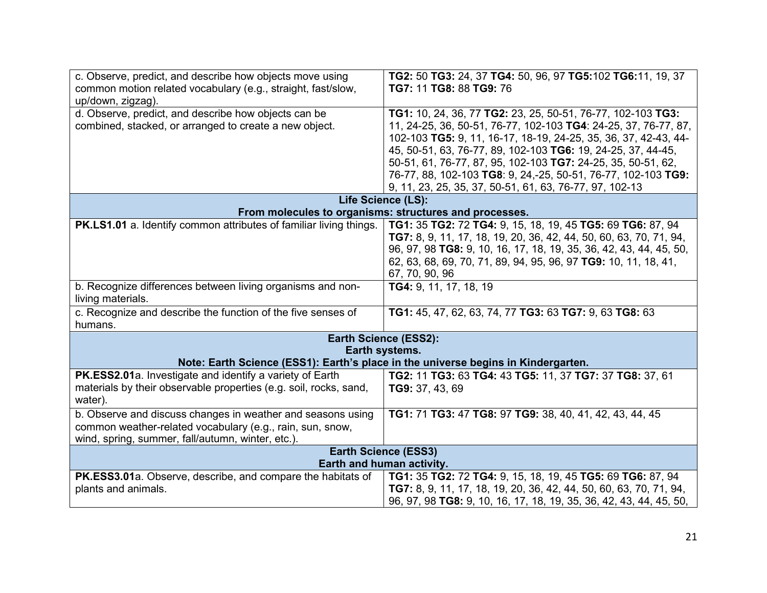| | |
|---|---|
| c. Observe, predict, and describe how objects move using common motion related vocabulary (e.g., straight, fast/slow, up/down, zigzag). | **TG2:** 50 **TG3:** 24, 37 **TG4:** 50, 96, 97 **TG5:**102 **TG6:**11, 19, 37 **TG7:** 11 **TG8:** 88 **TG9:** 76 |
| d. Observe, predict, and describe how objects can be combined, stacked, or arranged to create a new object. | **TG1:** 10, 24, 36, 77 **TG2:** 23, 25, 50-51, 76-77, 102-103 **TG3:** 11, 24-25, 36, 50-51, 76-77, 102-103 **TG4**: 24-25, 37, 76-77, 87, 102-103 **TG5:** 9, 11, 16-17, 18-19, 24-25, 35, 36, 37, 42-43, 44-45, 50-51, 63, 76-77, 89, 102-103 **TG6:** 19, 24-25, 37, 44-45, 50-51, 61, 76-77, 87, 95, 102-103 **TG7:** 24-25, 35, 50-51, 62, 76-77, 88, 102-103 **TG8**: 9, 24,-25, 50-51, 76-77, 102-103 **TG9:** 9, 11, 23, 25, 35, 37, 50-51, 61, 63, 76-77, 97, 102-13 |
| **Life Science (LS): From molecules to organisms: structures and processes.** | |
| **PK.LS1.01** a. Identify common attributes of familiar living things. | **TG1:** 35 **TG2:** 72 **TG4:** 9, 15, 18, 19, 45 **TG5:** 69 **TG6:** 87, 94 **TG7:** 8, 9, 11, 17, 18, 19, 20, 36, 42, 44, 50, 60, 63, 70, 71, 94, 96, 97, 98 **TG8:** 9, 10, 16, 17, 18, 19, 35, 36, 42, 43, 44, 45, 50, 62, 63, 68, 69, 70, 71, 89, 94, 95, 96, 97 **TG9:** 10, 11, 18, 41, 67, 70, 90, 96 |
| b. Recognize differences between living organisms and non-living materials. | **TG4:** 9, 11, 17, 18, 19 |
| c. Recognize and describe the function of the five senses of humans. | **TG1:** 45, 47, 62, 63, 74, 77 **TG3:** 63 **TG7:** 9, 63 **TG8:** 63 |
| **Earth Science (ESS2): Earth systems. Note: Earth Science (ESS1): Earth's place in the universe begins in Kindergarten.** | |
| **PK.ESS2.01**a. Investigate and identify a variety of Earth materials by their observable properties (e.g. soil, rocks, sand, water). | **TG2:** 11 **TG3:** 63 **TG4:** 43 **TG5:** 11, 37 **TG7:** 37 **TG8:** 37, 61 **TG9:** 37, 43, 69 |
| b. Observe and discuss changes in weather and seasons using common weather-related vocabulary (e.g., rain, sun, snow, wind, spring, summer, fall/autumn, winter, etc.). | **TG1:** 71 **TG3:** 47 **TG8:** 97 **TG9:** 38, 40, 41, 42, 43, 44, 45 |
| **Earth Science (ESS3) Earth and human activity.** | |
| **PK.ESS3.01**a. Observe, describe, and compare the habitats of plants and animals. | **TG1:** 35 **TG2:** 72 **TG4:** 9, 15, 18, 19, 45 **TG5:** 69 **TG6:** 87, 94 **TG7:** 8, 9, 11, 17, 18, 19, 20, 36, 42, 44, 50, 60, 63, 70, 71, 94, 96, 97, 98 **TG8:** 9, 10, 16, 17, 18, 19, 35, 36, 42, 43, 44, 45, 50, |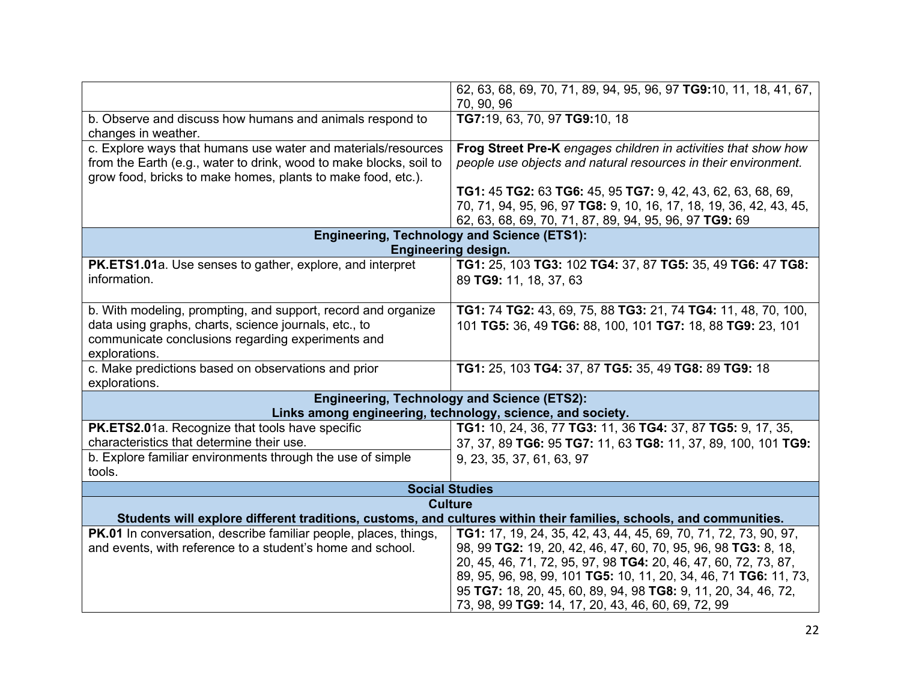| | |
|---|---|
| | 62, 63, 68, 69, 70, 71, 89, 94, 95, 96, 97 **TG9:** 10, 11, 18, 41, 67, 70, 90, 96 |
| b. Observe and discuss how humans and animals respond to changes in weather. | **TG7:** 19, 63, 70, 97 **TG9:** 10, 18 |
| c. Explore ways that humans use water and materials/resources from the Earth (e.g., water to drink, wood to make blocks, soil to grow food, bricks to make homes, plants to make food, etc.). | **Frog Street Pre-K** *engages children in activities that show how people use objects and natural resources in their environment.*<br><br>**TG1:** 45 **TG2:** 63 **TG6:** 45, 95 **TG7:** 9, 42, 43, 62, 63, 68, 69, 70, 71, 94, 95, 96, 97 **TG8:** 9, 10, 16, 17, 18, 19, 36, 42, 43, 45, 62, 63, 68, 69, 70, 71, 87, 89, 94, 95, 96, 97 **TG9:** 69 |
| **Engineering, Technology and Science (ETS1): Engineering design.** | |
| **PK.ETS1.01**a. Use senses to gather, explore, and interpret information. | **TG1:** 25, 103 **TG3:** 102 **TG4:** 37, 87 **TG5:** 35, 49 **TG6:** 47 **TG8:** 89 **TG9:** 11, 18, 37, 63 |
| b. With modeling, prompting, and support, record and organize data using graphs, charts, science journals, etc., to communicate conclusions regarding experiments and explorations. | **TG1:** 74 **TG2:** 43, 69, 75, 88 **TG3:** 21, 74 **TG4:** 11, 48, 70, 100, 101 **TG5:** 36, 49 **TG6:** 88, 100, 101 **TG7:** 18, 88 **TG9:** 23, 101 |
| c. Make predictions based on observations and prior explorations. | **TG1:** 25, 103 **TG4:** 37, 87 **TG5:** 35, 49 **TG8:** 89 **TG9:** 18 |
| **Engineering, Technology and Science (ETS2): Links among engineering, technology, science, and society.** | |
| **PK.ETS2.01**a. Recognize that tools have specific characteristics that determine their use.<br>b. Explore familiar environments through the use of simple tools. | **TG1:** 10, 24, 36, 77 **TG3:** 11, 36 **TG4:** 37, 87 **TG5:** 9, 17, 35, 37, 37, 89 **TG6:** 95 **TG7:** 11, 63 **TG8:** 11, 37, 89, 100, 101 **TG9:** 9, 23, 35, 37, 61, 63, 97 |
| **Social Studies** | |
| **Culture**<br>**Students will explore different traditions, customs, and cultures within their families, schools, and communities.** | |
| **PK.01** In conversation, describe familiar people, places, things, and events, with reference to a student's home and school. | **TG1:** 17, 19, 24, 35, 42, 43, 44, 45, 69, 70, 71, 72, 73, 90, 97, 98, 99 **TG2:** 19, 20, 42, 46, 47, 60, 70, 95, 96, 98 **TG3:** 8, 18, 20, 45, 46, 71, 72, 95, 97, 98 **TG4:** 20, 46, 47, 60, 72, 73, 87, 89, 95, 96, 98, 99, 101 **TG5:** 10, 11, 20, 34, 46, 71 **TG6:** 11, 73, 95 **TG7:** 18, 20, 45, 60, 89, 94, 98 **TG8:** 9, 11, 20, 34, 46, 72, 73, 98, 99 **TG9:** 14, 17, 20, 43, 46, 60, 69, 72, 99 |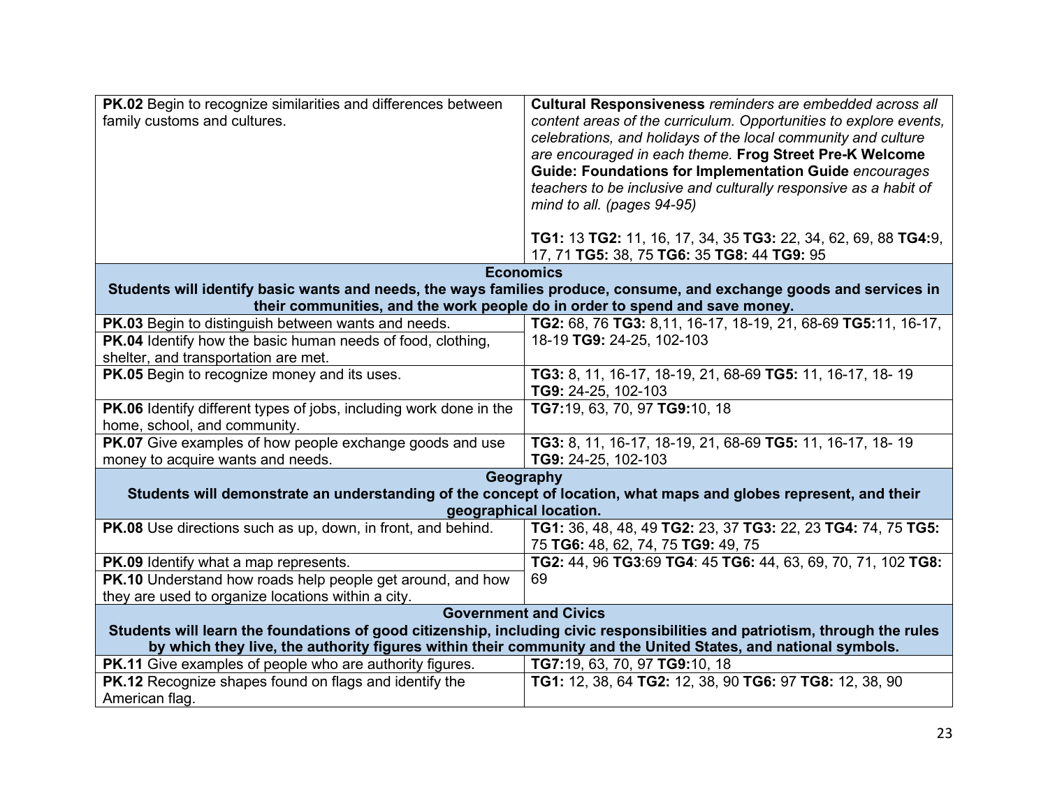| | |
|---|---|
| **PK.02** Begin to recognize similarities and differences between family customs and cultures. | **Cultural Responsiveness** *reminders are embedded across all content areas of the curriculum. Opportunities to explore events, celebrations, and holidays of the local community and culture are encouraged in each theme.* **Frog Street Pre-K Welcome Guide: Foundations for Implementation Guide** *encourages teachers to be inclusive and culturally responsive as a habit of mind to all. (pages 94-95)*<br><br>**TG1:** 13 **TG2:** 11, 16, 17, 34, 35 **TG3:** 22, 34, 62, 69, 88 **TG4:**9, 17, 71 **TG5:** 38, 75 **TG6:** 35 **TG8:** 44 **TG9:** 95 |
| **Economics**<br>**Students will identify basic wants and needs, the ways families produce, consume, and exchange goods and services in their communities, and the work people do in order to spend and save money.** | |
| **PK.03** Begin to distinguish between wants and needs.<br>**PK.04** Identify how the basic human needs of food, clothing, shelter, and transportation are met. | **TG2:** 68, 76 **TG3:** 8,11, 16-17, 18-19, 21, 68-69 **TG5:**11, 16-17, 18-19 **TG9:** 24-25, 102-103 |
| **PK.05** Begin to recognize money and its uses. | **TG3:** 8, 11, 16-17, 18-19, 21, 68-69 **TG5:** 11, 16-17, 18- 19 **TG9:** 24-25, 102-103 |
| **PK.06** Identify different types of jobs, including work done in the home, school, and community. | **TG7:**19, 63, 70, 97 **TG9:**10, 18 |
| **PK.07** Give examples of how people exchange goods and use money to acquire wants and needs. | **TG3:** 8, 11, 16-17, 18-19, 21, 68-69 **TG5:** 11, 16-17, 18- 19 **TG9:** 24-25, 102-103 |
| **Geography**<br>**Students will demonstrate an understanding of the concept of location, what maps and globes represent, and their geographical location.** | |
| **PK.08** Use directions such as up, down, in front, and behind. | **TG1:** 36, 48, 48, 49 **TG2:** 23, 37 **TG3:** 22, 23 **TG4:** 74, 75 **TG5:** 75 **TG6:** 48, 62, 74, 75 **TG9:** 49, 75 |
| **PK.09** Identify what a map represents.<br>**PK.10** Understand how roads help people get around, and how they are used to organize locations within a city. | **TG2:** 44, 96 **TG3**:69 **TG4**: 45 **TG6:** 44, 63, 69, 70, 71, 102 **TG8:** 69 |
| **Government and Civics**<br>**Students will learn the foundations of good citizenship, including civic responsibilities and patriotism, through the rules by which they live, the authority figures within their community and the United States, and national symbols.** | |
| **PK.11** Give examples of people who are authority figures. | **TG7:**19, 63, 70, 97 **TG9:**10, 18 |
| **PK.12** Recognize shapes found on flags and identify the American flag. | **TG1:** 12, 38, 64 **TG2:** 12, 38, 90 **TG6:** 97 **TG8:** 12, 38, 90 |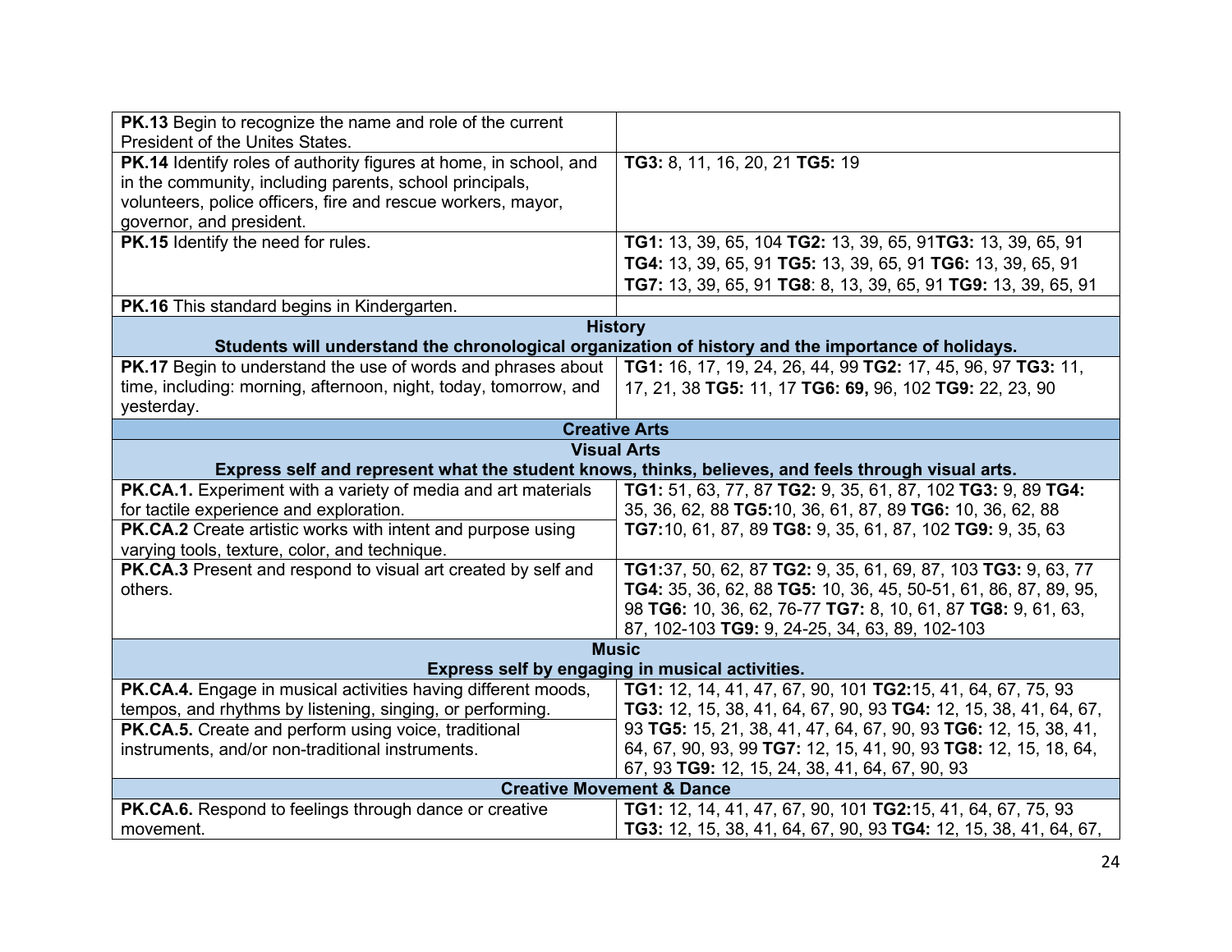| | |
|---|---|
| **PK.13** Begin to recognize the name and role of the current President of the Unites States. | |
| **PK.14** Identify roles of authority figures at home, in school, and in the community, including parents, school principals, volunteers, police officers, fire and rescue workers, mayor, governor, and president. | **TG3:** 8, 11, 16, 20, 21 **TG5:** 19 |
| **PK.15** Identify the need for rules. | **TG1:** 13, 39, 65, 104 **TG2:** 13, 39, 65, 91**TG3:** 13, 39, 65, 91 **TG4:** 13, 39, 65, 91 **TG5:** 13, 39, 65, 91 **TG6:** 13, 39, 65, 91 **TG7:** 13, 39, 65, 91 **TG8**: 8, 13, 39, 65, 91 **TG9:** 13, 39, 65, 91 |
| **PK.16** This standard begins in Kindergarten. | |
| **History** Students will understand the chronological organization of history and the importance of holidays. | |
| **PK.17** Begin to understand the use of words and phrases about time, including: morning, afternoon, night, today, tomorrow, and yesterday. | **TG1:** 16, 17, 19, 24, 26, 44, 99 **TG2:** 17, 45, 96, 97 **TG3:** 11, 17, 21, 38 **TG5:** 11, 17 **TG6: 69,** 96, 102 **TG9:** 22, 23, 90 |
| **Creative Arts** | |
| **Visual Arts** Express self and represent what the student knows, thinks, believes, and feels through visual arts. | |
| **PK.CA.1.** Experiment with a variety of media and art materials for tactile experience and exploration. **PK.CA.2** Create artistic works with intent and purpose using varying tools, texture, color, and technique. | **TG1:** 51, 63, 77, 87 **TG2:** 9, 35, 61, 87, 102 **TG3:** 9, 89 **TG4:** 35, 36, 62, 88 **TG5:**10, 36, 61, 87, 89 **TG6:** 10, 36, 62, 88 **TG7:**10, 61, 87, 89 **TG8:** 9, 35, 61, 87, 102 **TG9:** 9, 35, 63 |
| **PK.CA.3** Present and respond to visual art created by self and others. | **TG1:**37, 50, 62, 87 **TG2:** 9, 35, 61, 69, 87, 103 **TG3:** 9, 63, 77 **TG4:** 35, 36, 62, 88 **TG5:** 10, 36, 45, 50-51, 61, 86, 87, 89, 95, 98 **TG6:** 10, 36, 62, 76-77 **TG7:** 8, 10, 61, 87 **TG8:** 9, 61, 63, 87, 102-103 **TG9:** 9, 24-25, 34, 63, 89, 102-103 |
| **Music** Express self by engaging in musical activities. | |
| **PK.CA.4.** Engage in musical activities having different moods, tempos, and rhythms by listening, singing, or performing. **PK.CA.5.** Create and perform using voice, traditional instruments, and/or non-traditional instruments. | **TG1:** 12, 14, 41, 47, 67, 90, 101 **TG2:**15, 41, 64, 67, 75, 93 **TG3:** 12, 15, 38, 41, 64, 67, 90, 93 **TG4:** 12, 15, 38, 41, 64, 67, 93 **TG5:** 15, 21, 38, 41, 47, 64, 67, 90, 93 **TG6:** 12, 15, 38, 41, 64, 67, 90, 93, 99 **TG7:** 12, 15, 41, 90, 93 **TG8:** 12, 15, 18, 64, 67, 93 **TG9:** 12, 15, 24, 38, 41, 64, 67, 90, 93 |
| **Creative Movement & Dance** | |
| **PK.CA.6.** Respond to feelings through dance or creative movement. | **TG1:** 12, 14, 41, 47, 67, 90, 101 **TG2:**15, 41, 64, 67, 75, 93 **TG3:** 12, 15, 38, 41, 64, 67, 90, 93 **TG4:** 12, 15, 38, 41, 64, 67, |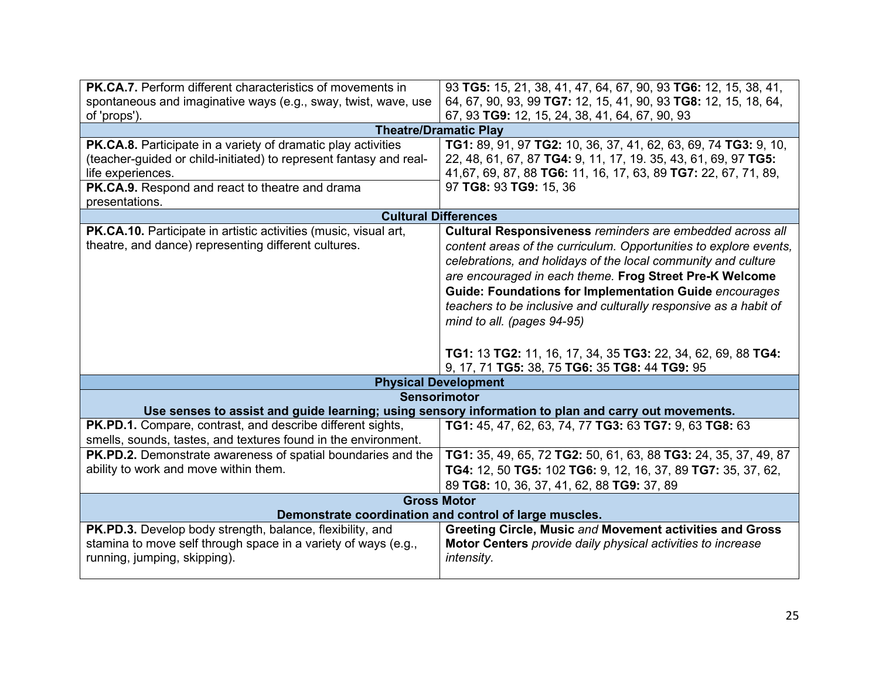| | |
|---|---|
| **PK.CA.7.** Perform different characteristics of movements in spontaneous and imaginative ways (e.g., sway, twist, wave, use of 'props'). | 93 **TG5:** 15, 21, 38, 41, 47, 64, 67, 90, 93 **TG6:** 12, 15, 38, 41, 64, 67, 90, 93, 99 **TG7:** 12, 15, 41, 90, 93 **TG8:** 12, 15, 18, 64, 67, 93 **TG9:** 12, 15, 24, 38, 41, 64, 67, 90, 93 |
| **Theatre/Dramatic Play** | |
| **PK.CA.8.** Participate in a variety of dramatic play activities (teacher-guided or child-initiated) to represent fantasy and real-life experiences. | **TG1:** 89, 91, 97 **TG2:** 10, 36, 37, 41, 62, 63, 69, 74 **TG3:** 9, 10, 22, 48, 61, 67, 87 **TG4:** 9, 11, 17, 19. 35, 43, 61, 69, 97 **TG5:** 41,67, 69, 87, 88 **TG6:** 11, 16, 17, 63, 89 **TG7:** 22, 67, 71, 89, 97 **TG8:** 93 **TG9:** 15, 36 |
| **PK.CA.9.** Respond and react to theatre and drama presentations. | |
| **Cultural Differences** | |
| **PK.CA.10.** Participate in artistic activities (music, visual art, theatre, and dance) representing different cultures. | **Cultural Responsiveness** *reminders are embedded across all content areas of the curriculum. Opportunities to explore events, celebrations, and holidays of the local community and culture are encouraged in each theme.* **Frog Street Pre-K Welcome Guide: Foundations for Implementation Guide** *encourages teachers to be inclusive and culturally responsive as a habit of mind to all. (pages 94-95)*<br><br>**TG1:** 13 **TG2:** 11, 16, 17, 34, 35 **TG3:** 22, 34, 62, 69, 88 **TG4:** 9, 17, 71 **TG5:** 38, 75 **TG6:** 35 **TG8:** 44 **TG9:** 95 |
| **Physical Development** | |
| **Sensorimotor**<br>**Use senses to assist and guide learning; using sensory information to plan and carry out movements.** | |
| **PK.PD.1.** Compare, contrast, and describe different sights, smells, sounds, tastes, and textures found in the environment. | **TG1:** 45, 47, 62, 63, 74, 77 **TG3:** 63 **TG7:** 9, 63 **TG8:** 63 |
| **PK.PD.2.** Demonstrate awareness of spatial boundaries and the ability to work and move within them. | **TG1:** 35, 49, 65, 72 **TG2:** 50, 61, 63, 88 **TG3:** 24, 35, 37, 49, 87 **TG4:** 12, 50 **TG5:** 102 **TG6:** 9, 12, 16, 37, 89 **TG7:** 35, 37, 62, 89 **TG8:** 10, 36, 37, 41, 62, 88 **TG9:** 37, 89 |
| **Gross Motor**<br>**Demonstrate coordination and control of large muscles.** | |
| **PK.PD.3.** Develop body strength, balance, flexibility, and stamina to move self through space in a variety of ways (e.g., running, jumping, skipping). | **Greeting Circle, Music** *and* **Movement activities and Gross Motor Centers** *provide daily physical activities to increase intensity.* |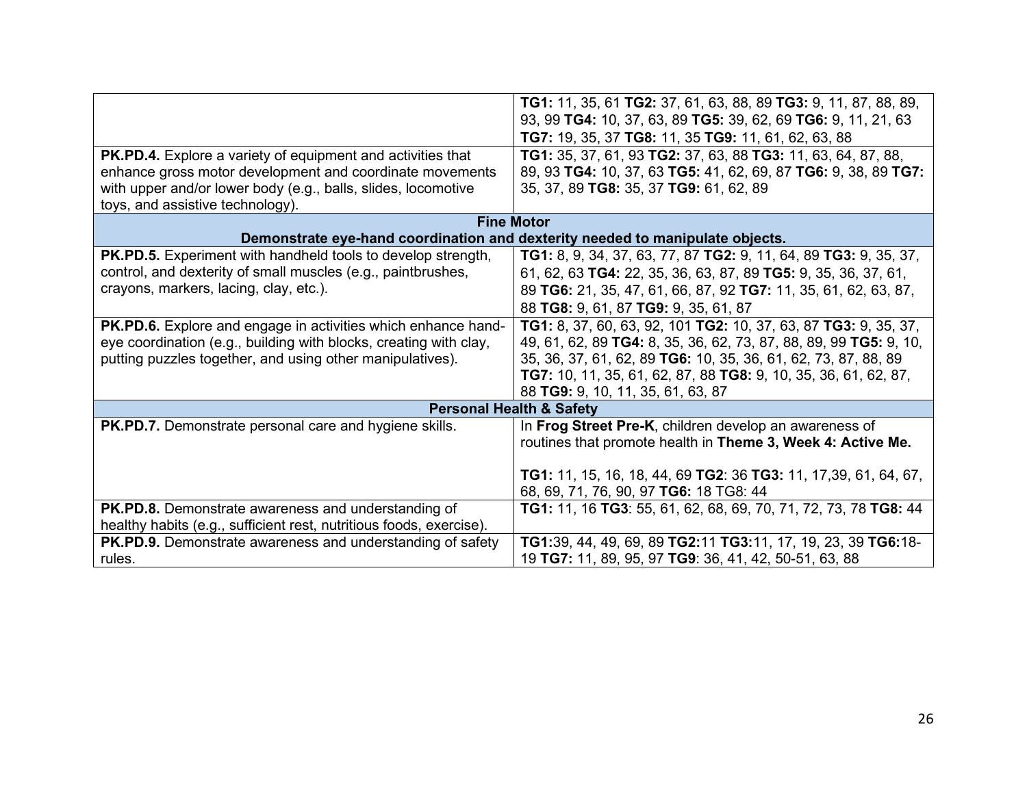| | |
|---|---|
| | **TG1:** 11, 35, 61 **TG2:** 37, 61, 63, 88, 89 **TG3:** 9, 11, 87, 88, 89, 93, 99 **TG4:** 10, 37, 63, 89 **TG5:** 39, 62, 69 **TG6:** 9, 11, 21, 63 **TG7:** 19, 35, 37 **TG8:** 11, 35 **TG9:** 11, 61, 62, 63, 88 |
| **PK.PD.4.** Explore a variety of equipment and activities that enhance gross motor development and coordinate movements with upper and/or lower body (e.g., balls, slides, locomotive toys, and assistive technology). | **TG1:** 35, 37, 61, 93 **TG2:** 37, 63, 88 **TG3:** 11, 63, 64, 87, 88, 89, 93 **TG4:** 10, 37, 63 **TG5:** 41, 62, 69, 87 **TG6:** 9, 38, 89 **TG7:** 35, 37, 89 **TG8:** 35, 37 **TG9:** 61, 62, 89 |
| **Fine Motor**<br>**Demonstrate eye-hand coordination and dexterity needed to manipulate objects.** | |
| **PK.PD.5.** Experiment with handheld tools to develop strength, control, and dexterity of small muscles (e.g., paintbrushes, crayons, markers, lacing, clay, etc.). | **TG1:** 8, 9, 34, 37, 63, 77, 87 **TG2:** 9, 11, 64, 89 **TG3:** 9, 35, 37, 61, 62, 63 **TG4:** 22, 35, 36, 63, 87, 89 **TG5:** 9, 35, 36, 37, 61, 89 **TG6:** 21, 35, 47, 61, 66, 87, 92 **TG7:** 11, 35, 61, 62, 63, 87, 88 **TG8:** 9, 61, 87 **TG9:** 9, 35, 61, 87 |
| **PK.PD.6.** Explore and engage in activities which enhance hand-eye coordination (e.g., building with blocks, creating with clay, putting puzzles together, and using other manipulatives). | **TG1:** 8, 37, 60, 63, 92, 101 **TG2:** 10, 37, 63, 87 **TG3:** 9, 35, 37, 49, 61, 62, 89 **TG4:** 8, 35, 36, 62, 73, 87, 88, 89, 99 **TG5:** 9, 10, 35, 36, 37, 61, 62, 89 **TG6:** 10, 35, 36, 61, 62, 73, 87, 88, 89 **TG7:** 10, 11, 35, 61, 62, 87, 88 **TG8:** 9, 10, 35, 36, 61, 62, 87, 88 **TG9:** 9, 10, 11, 35, 61, 63, 87 |
| **Personal Health & Safety** | |
| **PK.PD.7.** Demonstrate personal care and hygiene skills. | In **Frog Street Pre-K**, children develop an awareness of routines that promote health in **Theme 3, Week 4: Active Me.**<br><br>**TG1:** 11, 15, 16, 18, 44, 69 **TG2**: 36 **TG3:** 11, 17,39, 61, 64, 67, 68, 69, 71, 76, 90, 97 **TG6:** 18 TG8: 44 |
| **PK.PD.8.** Demonstrate awareness and understanding of healthy habits (e.g., sufficient rest, nutritious foods, exercise). | **TG1:** 11, 16 **TG3**: 55, 61, 62, 68, 69, 70, 71, 72, 73, 78 **TG8:** 44 |
| **PK.PD.9.** Demonstrate awareness and understanding of safety rules. | **TG1:**39, 44, 49, 69, 89 **TG2:**11 **TG3:**11, 17, 19, 23, 39 **TG6:**18-19 **TG7:** 11, 89, 95, 97 **TG9**: 36, 41, 42, 50-51, 63, 88 |